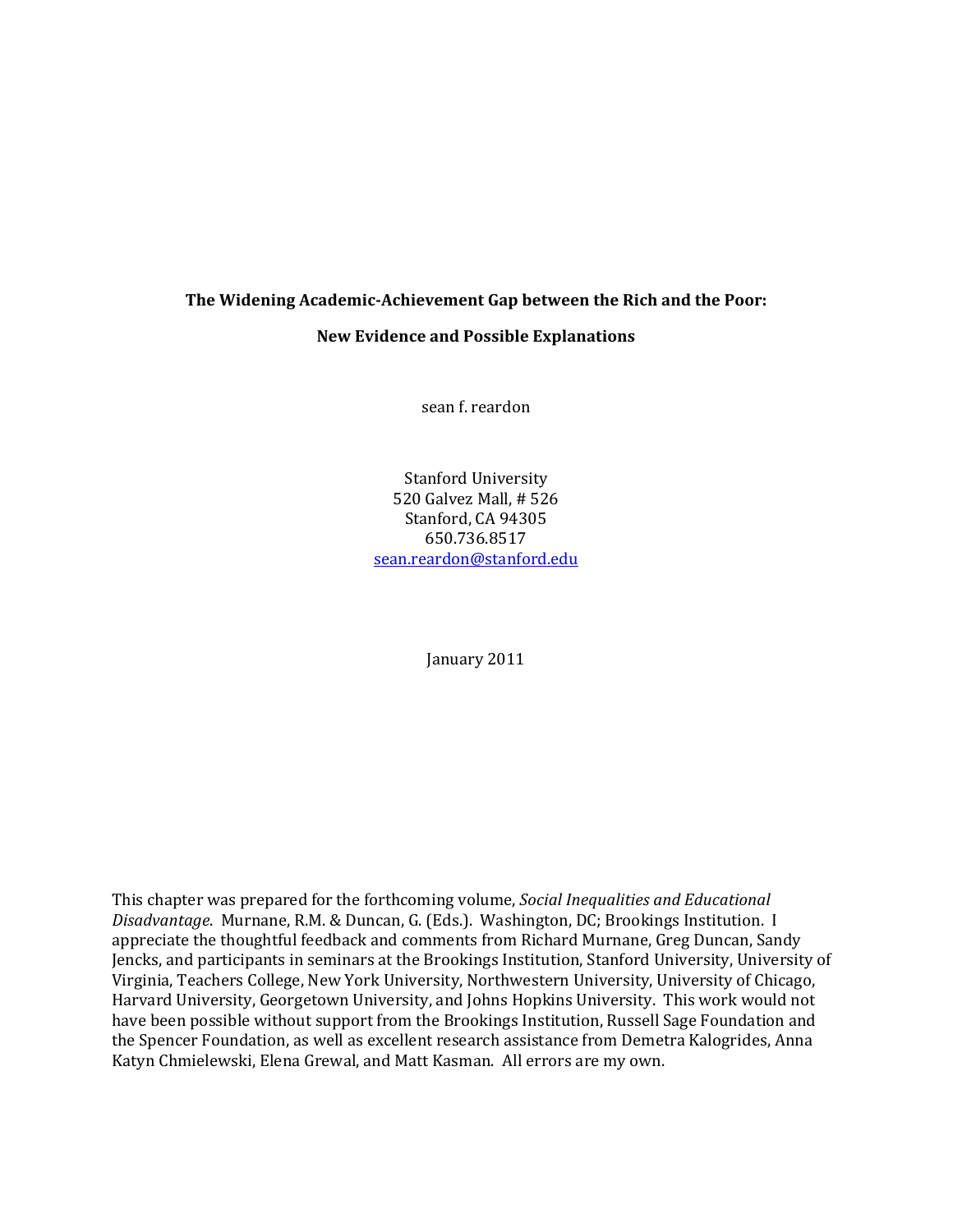**The Widening Academic-Achievement Gap between the Rich and the Poor:**

**New Evidence and Possible Explanations**

sean f. reardon

Stanford University
520 Galvez Mall, # 526
Stanford, CA 94305
650.736.8517
sean.reardon@stanford.edu

January 2011

This chapter was prepared for the forthcoming volume, *Social Inequalities and Educational Disadvantage*. Murnane, R.M. & Duncan, G. (Eds.). Washington, DC; Brookings Institution. I appreciate the thoughtful feedback and comments from Richard Murnane, Greg Duncan, Sandy Jencks, and participants in seminars at the Brookings Institution, Stanford University, University of Virginia, Teachers College, New York University, Northwestern University, University of Chicago, Harvard University, Georgetown University, and Johns Hopkins University. This work would not have been possible without support from the Brookings Institution, Russell Sage Foundation and the Spencer Foundation, as well as excellent research assistance from Demetra Kalogrides, Anna Katyn Chmielewski, Elena Grewal, and Matt Kasman. All errors are my own.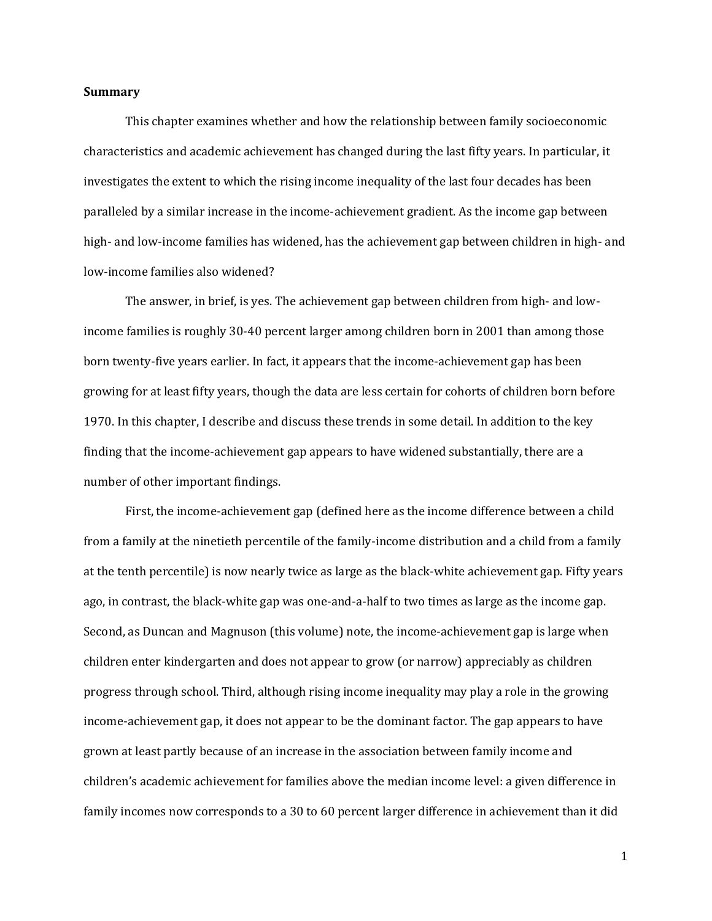**Summary**

This chapter examines whether and how the relationship between family socioeconomic characteristics and academic achievement has changed during the last fifty years. In particular, it investigates the extent to which the rising income inequality of the last four decades has been paralleled by a similar increase in the income-achievement gradient. As the income gap between high- and low-income families has widened, has the achievement gap between children in high- and low-income families also widened?

The answer, in brief, is yes. The achievement gap between children from high- and low-income families is roughly 30-40 percent larger among children born in 2001 than among those born twenty-five years earlier. In fact, it appears that the income-achievement gap has been growing for at least fifty years, though the data are less certain for cohorts of children born before 1970. In this chapter, I describe and discuss these trends in some detail. In addition to the key finding that the income-achievement gap appears to have widened substantially, there are a number of other important findings.

First, the income-achievement gap (defined here as the income difference between a child from a family at the ninetieth percentile of the family-income distribution and a child from a family at the tenth percentile) is now nearly twice as large as the black-white achievement gap. Fifty years ago, in contrast, the black-white gap was one-and-a-half to two times as large as the income gap. Second, as Duncan and Magnuson (this volume) note, the income-achievement gap is large when children enter kindergarten and does not appear to grow (or narrow) appreciably as children progress through school. Third, although rising income inequality may play a role in the growing income-achievement gap, it does not appear to be the dominant factor. The gap appears to have grown at least partly because of an increase in the association between family income and children's academic achievement for families above the median income level: a given difference in family incomes now corresponds to a 30 to 60 percent larger difference in achievement than it did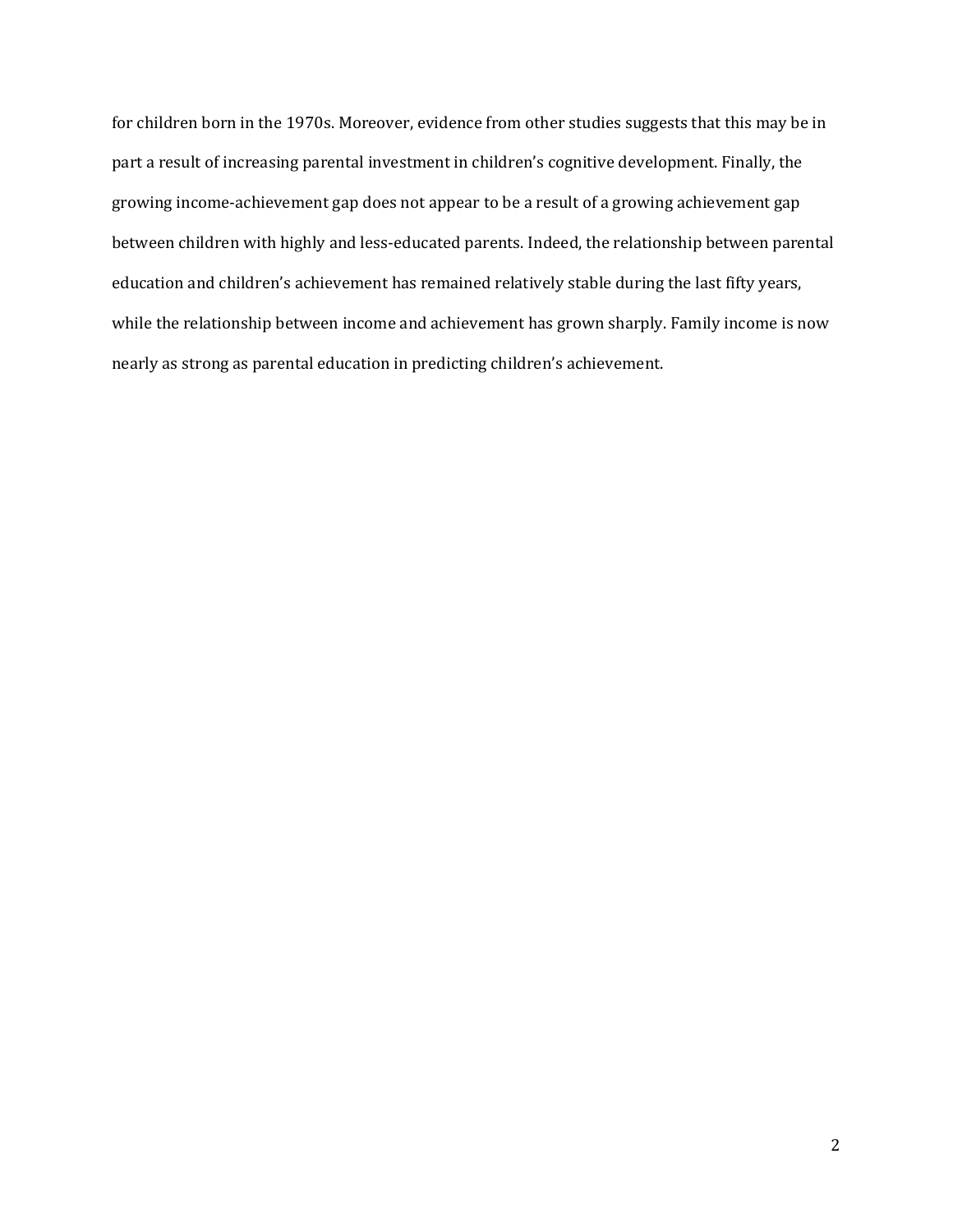for children born in the 1970s. Moreover, evidence from other studies suggests that this may be in part a result of increasing parental investment in children's cognitive development. Finally, the growing income-achievement gap does not appear to be a result of a growing achievement gap between children with highly and less-educated parents. Indeed, the relationship between parental education and children's achievement has remained relatively stable during the last fifty years, while the relationship between income and achievement has grown sharply. Family income is now nearly as strong as parental education in predicting children's achievement.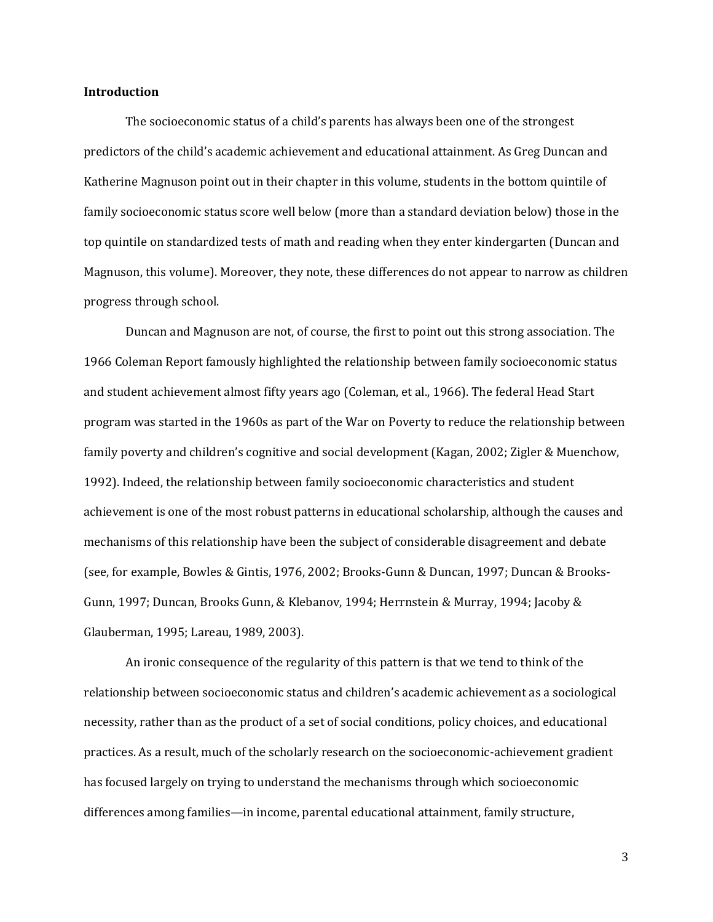## Introduction

The socioeconomic status of a child's parents has always been one of the strongest predictors of the child's academic achievement and educational attainment. As Greg Duncan and Katherine Magnuson point out in their chapter in this volume, students in the bottom quintile of family socioeconomic status score well below (more than a standard deviation below) those in the top quintile on standardized tests of math and reading when they enter kindergarten (Duncan and Magnuson, this volume). Moreover, they note, these differences do not appear to narrow as children progress through school.

Duncan and Magnuson are not, of course, the first to point out this strong association. The 1966 Coleman Report famously highlighted the relationship between family socioeconomic status and student achievement almost fifty years ago (Coleman, et al., 1966). The federal Head Start program was started in the 1960s as part of the War on Poverty to reduce the relationship between family poverty and children's cognitive and social development (Kagan, 2002; Zigler & Muenchow, 1992). Indeed, the relationship between family socioeconomic characteristics and student achievement is one of the most robust patterns in educational scholarship, although the causes and mechanisms of this relationship have been the subject of considerable disagreement and debate (see, for example, Bowles & Gintis, 1976, 2002; Brooks-Gunn & Duncan, 1997; Duncan & Brooks-Gunn, 1997; Duncan, Brooks Gunn, & Klebanov, 1994; Herrnstein & Murray, 1994; Jacoby & Glauberman, 1995; Lareau, 1989, 2003).

An ironic consequence of the regularity of this pattern is that we tend to think of the relationship between socioeconomic status and children's academic achievement as a sociological necessity, rather than as the product of a set of social conditions, policy choices, and educational practices. As a result, much of the scholarly research on the socioeconomic-achievement gradient has focused largely on trying to understand the mechanisms through which socioeconomic differences among families—in income, parental educational attainment, family structure,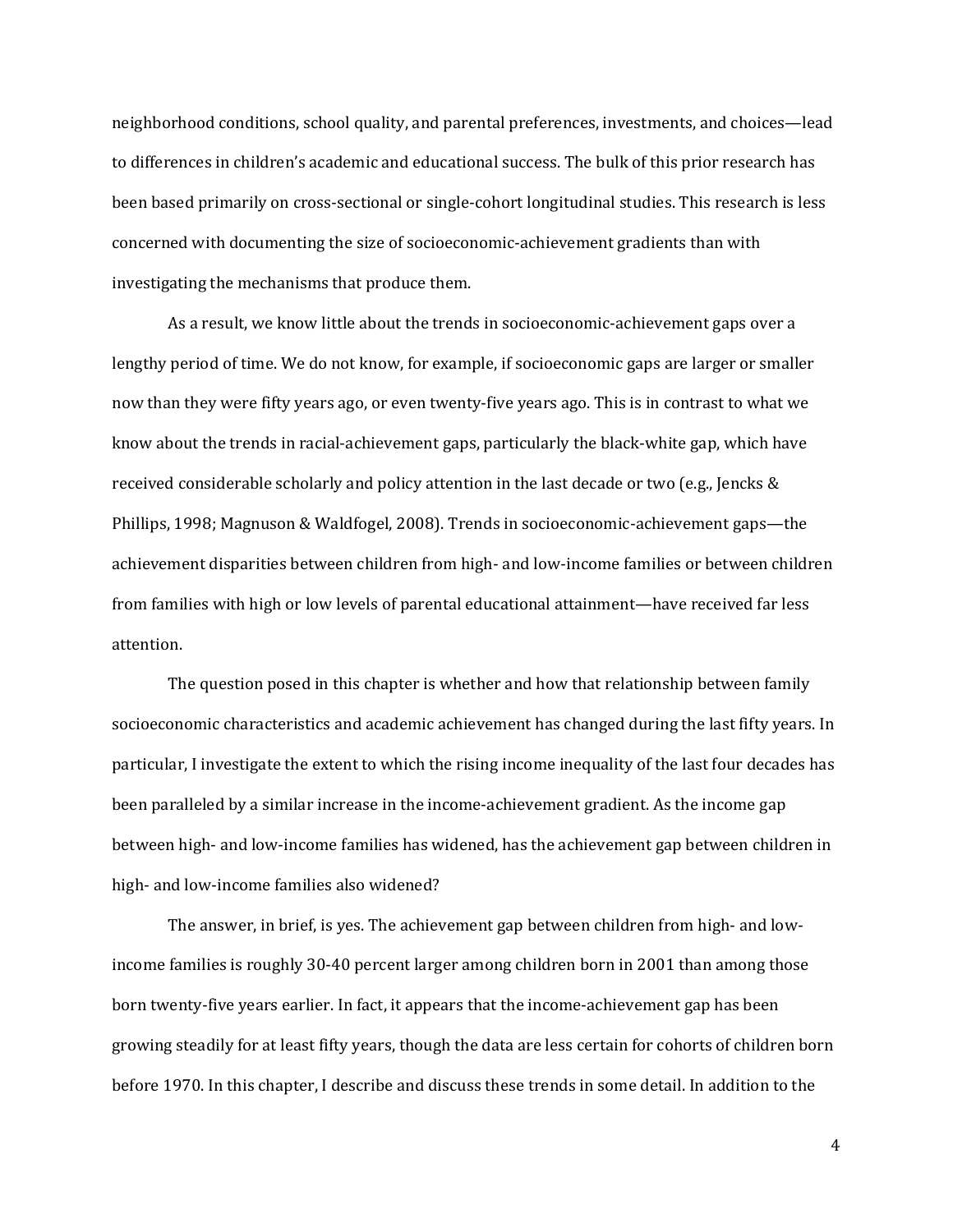neighborhood conditions, school quality, and parental preferences, investments, and choices—lead to differences in children's academic and educational success. The bulk of this prior research has been based primarily on cross-sectional or single-cohort longitudinal studies. This research is less concerned with documenting the size of socioeconomic-achievement gradients than with investigating the mechanisms that produce them.

As a result, we know little about the trends in socioeconomic-achievement gaps over a lengthy period of time. We do not know, for example, if socioeconomic gaps are larger or smaller now than they were fifty years ago, or even twenty-five years ago. This is in contrast to what we know about the trends in racial-achievement gaps, particularly the black-white gap, which have received considerable scholarly and policy attention in the last decade or two (e.g., Jencks & Phillips, 1998; Magnuson & Waldfogel, 2008). Trends in socioeconomic-achievement gaps—the achievement disparities between children from high- and low-income families or between children from families with high or low levels of parental educational attainment—have received far less attention.

The question posed in this chapter is whether and how that relationship between family socioeconomic characteristics and academic achievement has changed during the last fifty years. In particular, I investigate the extent to which the rising income inequality of the last four decades has been paralleled by a similar increase in the income-achievement gradient. As the income gap between high- and low-income families has widened, has the achievement gap between children in high- and low-income families also widened?

The answer, in brief, is yes. The achievement gap between children from high- and low-income families is roughly 30-40 percent larger among children born in 2001 than among those born twenty-five years earlier. In fact, it appears that the income-achievement gap has been growing steadily for at least fifty years, though the data are less certain for cohorts of children born before 1970. In this chapter, I describe and discuss these trends in some detail. In addition to the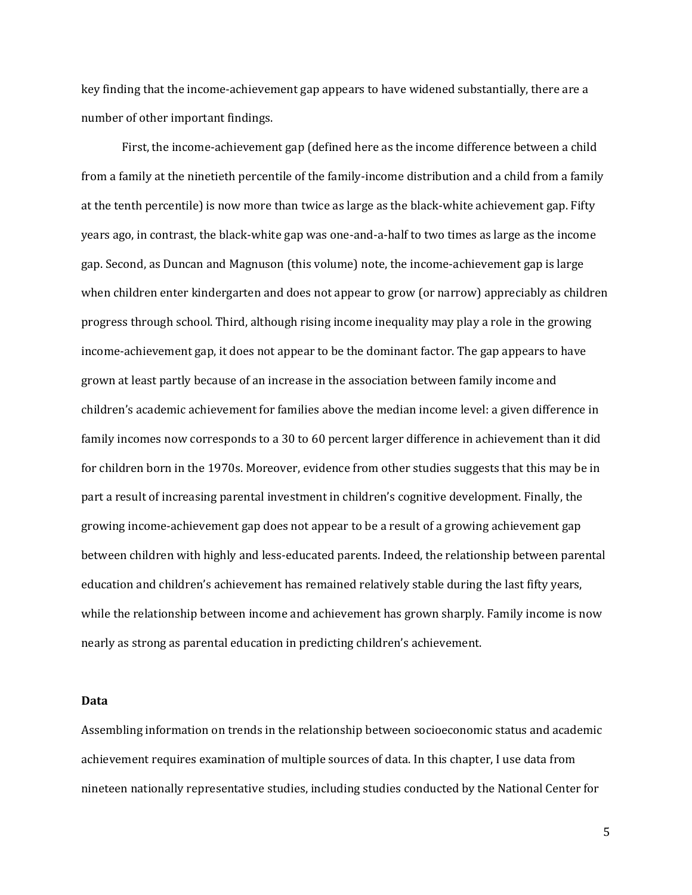key finding that the income-achievement gap appears to have widened substantially, there are a number of other important findings.

First, the income-achievement gap (defined here as the income difference between a child from a family at the ninetieth percentile of the family-income distribution and a child from a family at the tenth percentile) is now more than twice as large as the black-white achievement gap. Fifty years ago, in contrast, the black-white gap was one-and-a-half to two times as large as the income gap. Second, as Duncan and Magnuson (this volume) note, the income-achievement gap is large when children enter kindergarten and does not appear to grow (or narrow) appreciably as children progress through school. Third, although rising income inequality may play a role in the growing income-achievement gap, it does not appear to be the dominant factor. The gap appears to have grown at least partly because of an increase in the association between family income and children's academic achievement for families above the median income level: a given difference in family incomes now corresponds to a 30 to 60 percent larger difference in achievement than it did for children born in the 1970s. Moreover, evidence from other studies suggests that this may be in part a result of increasing parental investment in children's cognitive development. Finally, the growing income-achievement gap does not appear to be a result of a growing achievement gap between children with highly and less-educated parents. Indeed, the relationship between parental education and children's achievement has remained relatively stable during the last fifty years, while the relationship between income and achievement has grown sharply. Family income is now nearly as strong as parental education in predicting children's achievement.

**Data**

Assembling information on trends in the relationship between socioeconomic status and academic achievement requires examination of multiple sources of data. In this chapter, I use data from nineteen nationally representative studies, including studies conducted by the National Center for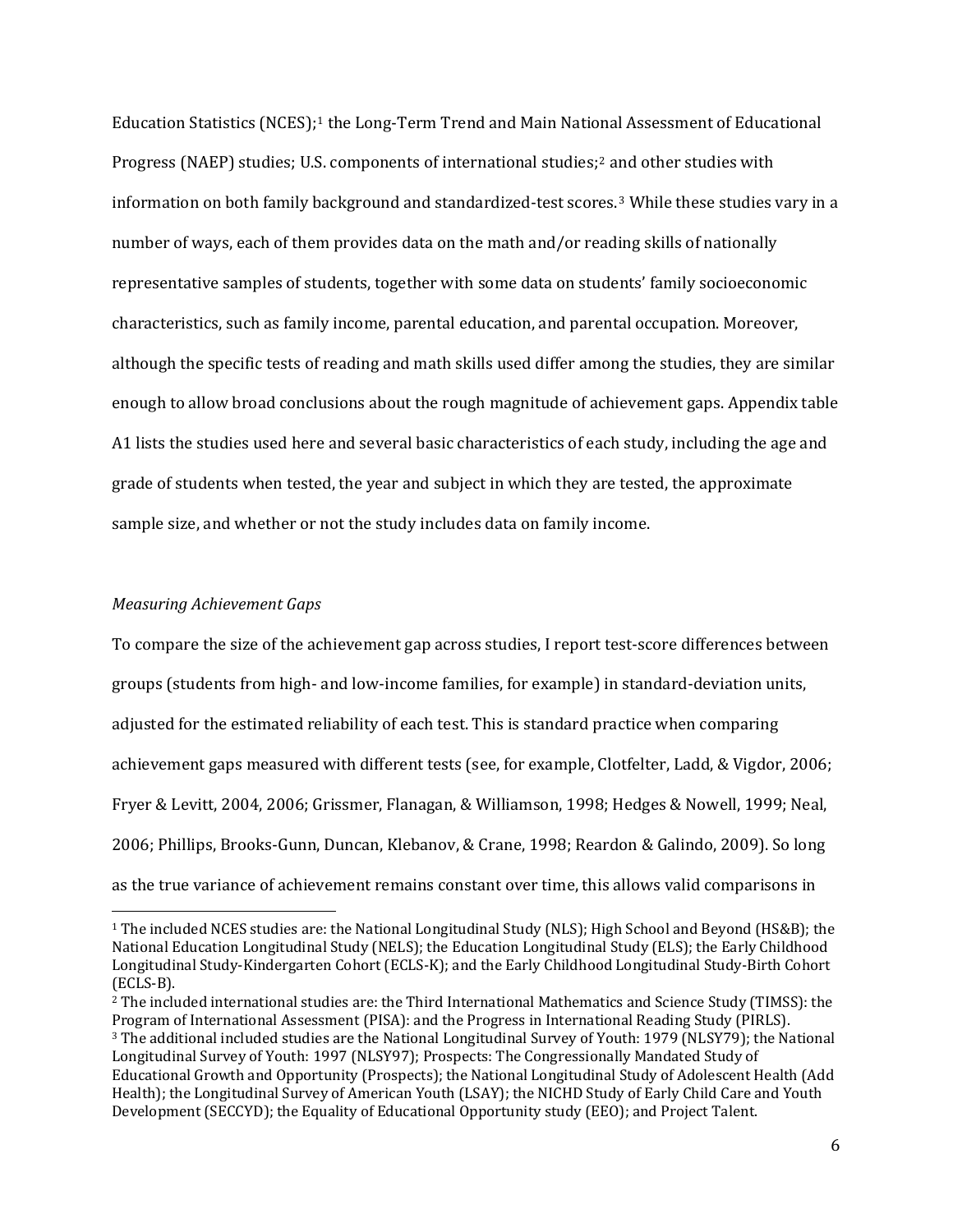Education Statistics (NCES);[1] the Long-Term Trend and Main National Assessment of Educational Progress (NAEP) studies; U.S. components of international studies;[2] and other studies with information on both family background and standardized-test scores.[3] While these studies vary in a number of ways, each of them provides data on the math and/or reading skills of nationally representative samples of students, together with some data on students' family socioeconomic characteristics, such as family income, parental education, and parental occupation. Moreover, although the specific tests of reading and math skills used differ among the studies, they are similar enough to allow broad conclusions about the rough magnitude of achievement gaps. Appendix table A1 lists the studies used here and several basic characteristics of each study, including the age and grade of students when tested, the year and subject in which they are tested, the approximate sample size, and whether or not the study includes data on family income.

*Measuring Achievement Gaps*

To compare the size of the achievement gap across studies, I report test-score differences between groups (students from high- and low-income families, for example) in standard-deviation units, adjusted for the estimated reliability of each test. This is standard practice when comparing achievement gaps measured with different tests (see, for example, Clotfelter, Ladd, & Vigdor, 2006; Fryer & Levitt, 2004, 2006; Grissmer, Flanagan, & Williamson, 1998; Hedges & Nowell, 1999; Neal, 2006; Phillips, Brooks-Gunn, Duncan, Klebanov, & Crane, 1998; Reardon & Galindo, 2009). So long as the true variance of achievement remains constant over time, this allows valid comparisons in

[1] The included NCES studies are: the National Longitudinal Study (NLS); High School and Beyond (HS&B); the National Education Longitudinal Study (NELS); the Education Longitudinal Study (ELS); the Early Childhood Longitudinal Study-Kindergarten Cohort (ECLS-K); and the Early Childhood Longitudinal Study-Birth Cohort (ECLS-B).

[2] The included international studies are: the Third International Mathematics and Science Study (TIMSS): the Program of International Assessment (PISA): and the Progress in International Reading Study (PIRLS).

[3] The additional included studies are the National Longitudinal Survey of Youth: 1979 (NLSY79); the National Longitudinal Survey of Youth: 1997 (NLSY97); Prospects: The Congressionally Mandated Study of Educational Growth and Opportunity (Prospects); the National Longitudinal Study of Adolescent Health (Add Health); the Longitudinal Survey of American Youth (LSAY); the NICHD Study of Early Child Care and Youth Development (SECCYD); the Equality of Educational Opportunity study (EEO); and Project Talent.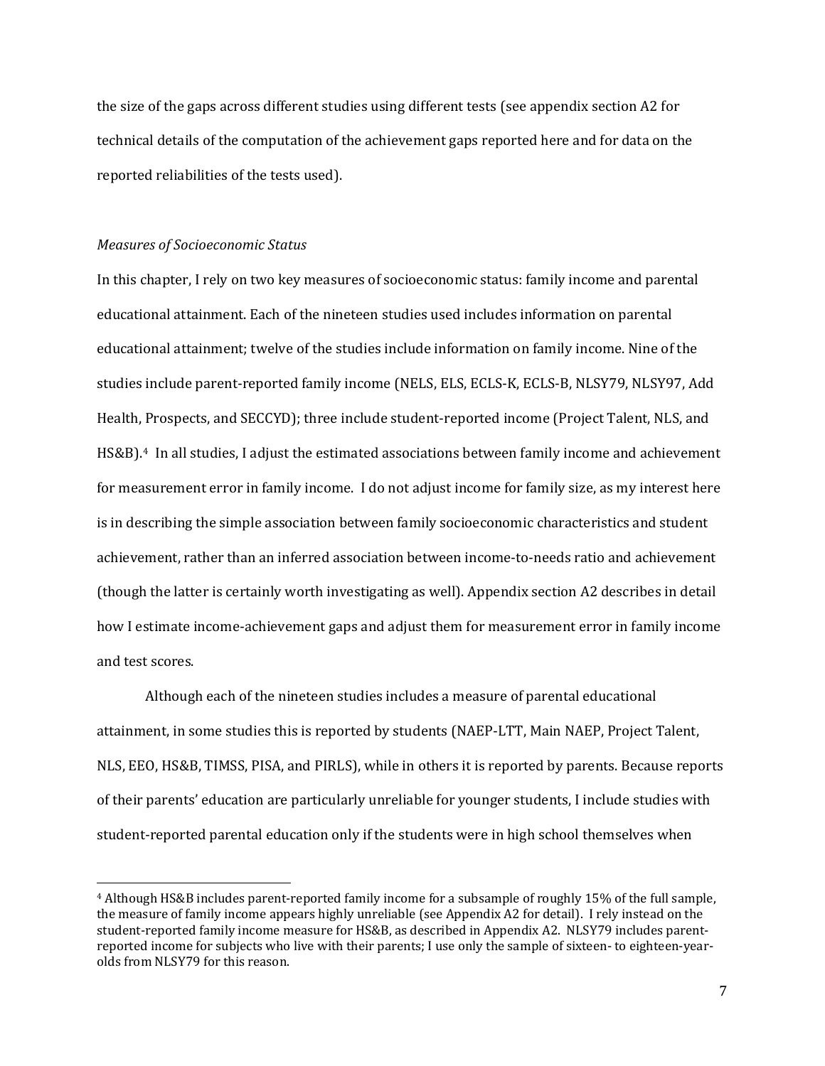the size of the gaps across different studies using different tests (see appendix section A2 for technical details of the computation of the achievement gaps reported here and for data on the reported reliabilities of the tests used).

*Measures of Socioeconomic Status*

In this chapter, I rely on two key measures of socioeconomic status: family income and parental educational attainment. Each of the nineteen studies used includes information on parental educational attainment; twelve of the studies include information on family income. Nine of the studies include parent-reported family income (NELS, ELS, ECLS-K, ECLS-B, NLSY79, NLSY97, Add Health, Prospects, and SECCYD); three include student-reported income (Project Talent, NLS, and HS&B).[4] In all studies, I adjust the estimated associations between family income and achievement for measurement error in family income. I do not adjust income for family size, as my interest here is in describing the simple association between family socioeconomic characteristics and student achievement, rather than an inferred association between income-to-needs ratio and achievement (though the latter is certainly worth investigating as well). Appendix section A2 describes in detail how I estimate income-achievement gaps and adjust them for measurement error in family income and test scores.

Although each of the nineteen studies includes a measure of parental educational attainment, in some studies this is reported by students (NAEP-LTT, Main NAEP, Project Talent, NLS, EEO, HS&B, TIMSS, PISA, and PIRLS), while in others it is reported by parents. Because reports of their parents' education are particularly unreliable for younger students, I include studies with student-reported parental education only if the students were in high school themselves when

[4] Although HS&B includes parent-reported family income for a subsample of roughly 15% of the full sample, the measure of family income appears highly unreliable (see Appendix A2 for detail). I rely instead on the student-reported family income measure for HS&B, as described in Appendix A2. NLSY79 includes parent-reported income for subjects who live with their parents; I use only the sample of sixteen- to eighteen-year-olds from NLSY79 for this reason.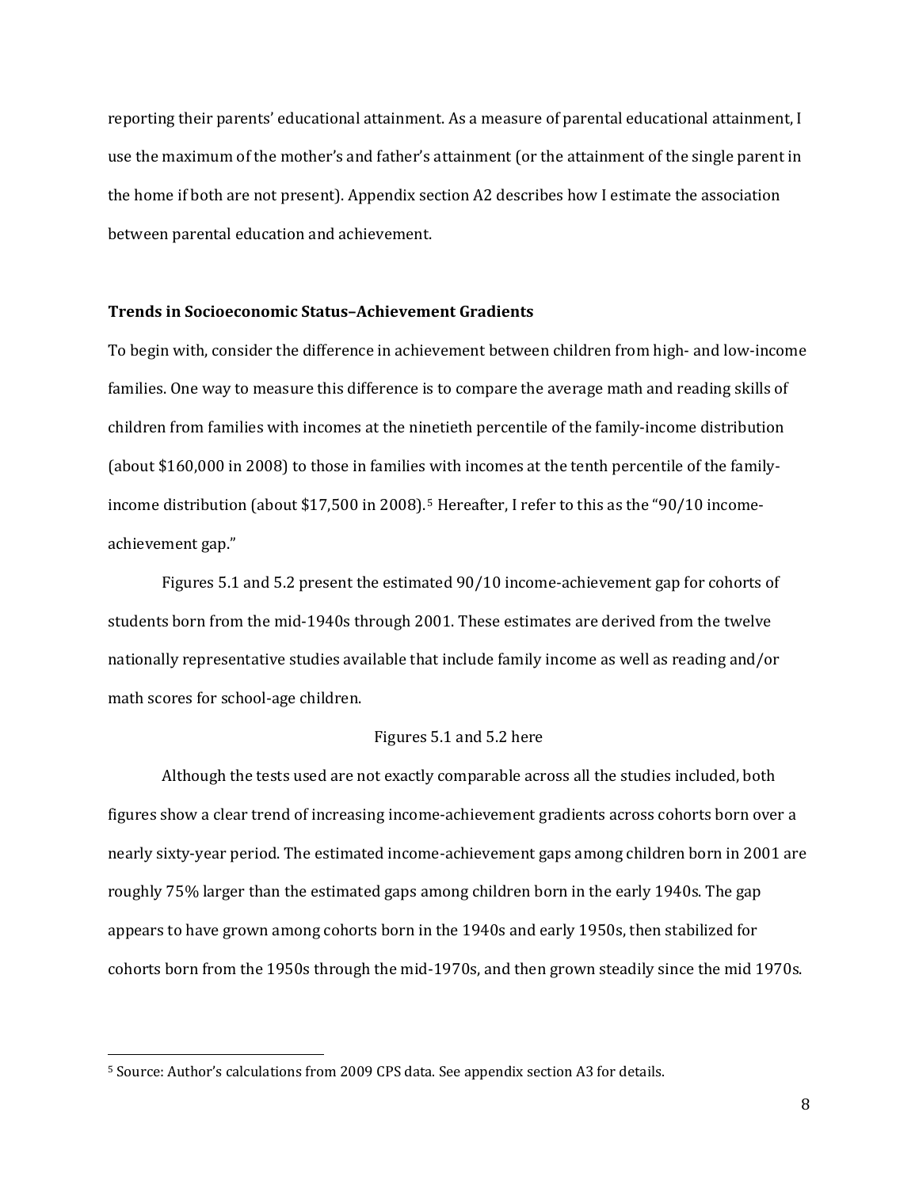reporting their parents' educational attainment. As a measure of parental educational attainment, I use the maximum of the mother's and father's attainment (or the attainment of the single parent in the home if both are not present). Appendix section A2 describes how I estimate the association between parental education and achievement.

**Trends in Socioeconomic Status–Achievement Gradients**

To begin with, consider the difference in achievement between children from high- and low-income families. One way to measure this difference is to compare the average math and reading skills of children from families with incomes at the ninetieth percentile of the family-income distribution (about $160,000 in 2008) to those in families with incomes at the tenth percentile of the family-income distribution (about $17,500 in 2008).[5] Hereafter, I refer to this as the "90/10 income-achievement gap."

Figures 5.1 and 5.2 present the estimated 90/10 income-achievement gap for cohorts of students born from the mid-1940s through 2001. These estimates are derived from the twelve nationally representative studies available that include family income as well as reading and/or math scores for school-age children.

Figures 5.1 and 5.2 here

Although the tests used are not exactly comparable across all the studies included, both figures show a clear trend of increasing income-achievement gradients across cohorts born over a nearly sixty-year period. The estimated income-achievement gaps among children born in 2001 are roughly 75% larger than the estimated gaps among children born in the early 1940s. The gap appears to have grown among cohorts born in the 1940s and early 1950s, then stabilized for cohorts born from the 1950s through the mid-1970s, and then grown steadily since the mid 1970s.

[5] Source: Author's calculations from 2009 CPS data. See appendix section A3 for details.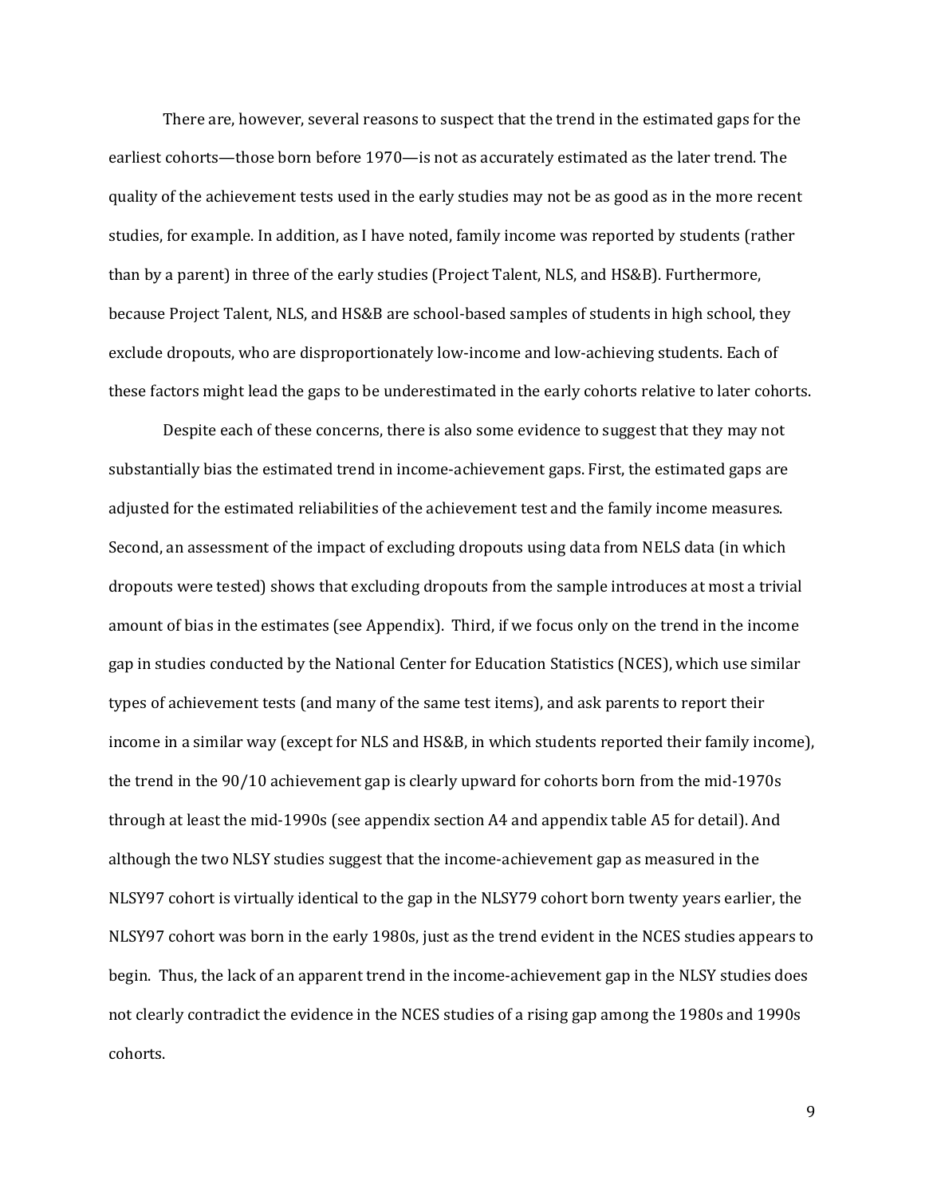There are, however, several reasons to suspect that the trend in the estimated gaps for the earliest cohorts—those born before 1970—is not as accurately estimated as the later trend. The quality of the achievement tests used in the early studies may not be as good as in the more recent studies, for example. In addition, as I have noted, family income was reported by students (rather than by a parent) in three of the early studies (Project Talent, NLS, and HS&B). Furthermore, because Project Talent, NLS, and HS&B are school-based samples of students in high school, they exclude dropouts, who are disproportionately low-income and low-achieving students. Each of these factors might lead the gaps to be underestimated in the early cohorts relative to later cohorts.

Despite each of these concerns, there is also some evidence to suggest that they may not substantially bias the estimated trend in income-achievement gaps. First, the estimated gaps are adjusted for the estimated reliabilities of the achievement test and the family income measures. Second, an assessment of the impact of excluding dropouts using data from NELS data (in which dropouts were tested) shows that excluding dropouts from the sample introduces at most a trivial amount of bias in the estimates (see Appendix). Third, if we focus only on the trend in the income gap in studies conducted by the National Center for Education Statistics (NCES), which use similar types of achievement tests (and many of the same test items), and ask parents to report their income in a similar way (except for NLS and HS&B, in which students reported their family income), the trend in the 90/10 achievement gap is clearly upward for cohorts born from the mid-1970s through at least the mid-1990s (see appendix section A4 and appendix table A5 for detail). And although the two NLSY studies suggest that the income-achievement gap as measured in the NLSY97 cohort is virtually identical to the gap in the NLSY79 cohort born twenty years earlier, the NLSY97 cohort was born in the early 1980s, just as the trend evident in the NCES studies appears to begin. Thus, the lack of an apparent trend in the income-achievement gap in the NLSY studies does not clearly contradict the evidence in the NCES studies of a rising gap among the 1980s and 1990s cohorts.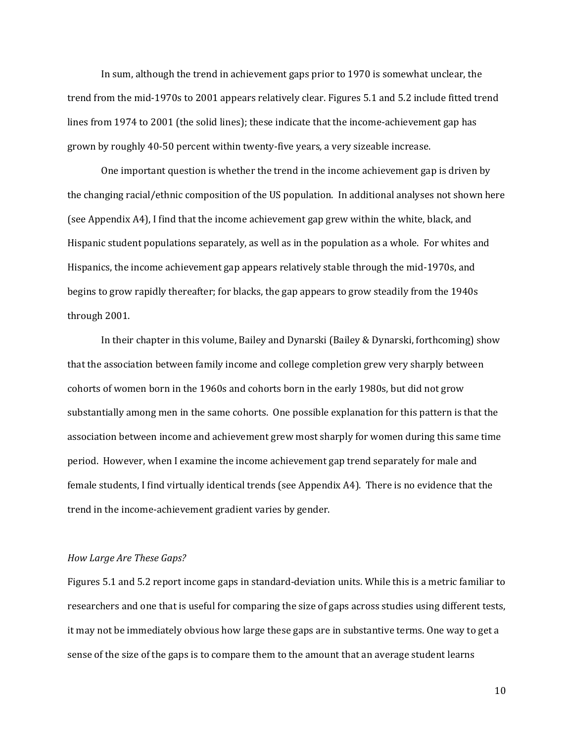In sum, although the trend in achievement gaps prior to 1970 is somewhat unclear, the trend from the mid-1970s to 2001 appears relatively clear. Figures 5.1 and 5.2 include fitted trend lines from 1974 to 2001 (the solid lines); these indicate that the income-achievement gap has grown by roughly 40-50 percent within twenty-five years, a very sizeable increase.

One important question is whether the trend in the income achievement gap is driven by the changing racial/ethnic composition of the US population. In additional analyses not shown here (see Appendix A4), I find that the income achievement gap grew within the white, black, and Hispanic student populations separately, as well as in the population as a whole. For whites and Hispanics, the income achievement gap appears relatively stable through the mid-1970s, and begins to grow rapidly thereafter; for blacks, the gap appears to grow steadily from the 1940s through 2001.

In their chapter in this volume, Bailey and Dynarski (Bailey & Dynarski, forthcoming) show that the association between family income and college completion grew very sharply between cohorts of women born in the 1960s and cohorts born in the early 1980s, but did not grow substantially among men in the same cohorts. One possible explanation for this pattern is that the association between income and achievement grew most sharply for women during this same time period. However, when I examine the income achievement gap trend separately for male and female students, I find virtually identical trends (see Appendix A4). There is no evidence that the trend in the income-achievement gradient varies by gender.

*How Large Are These Gaps?*

Figures 5.1 and 5.2 report income gaps in standard-deviation units. While this is a metric familiar to researchers and one that is useful for comparing the size of gaps across studies using different tests, it may not be immediately obvious how large these gaps are in substantive terms. One way to get a sense of the size of the gaps is to compare them to the amount that an average student learns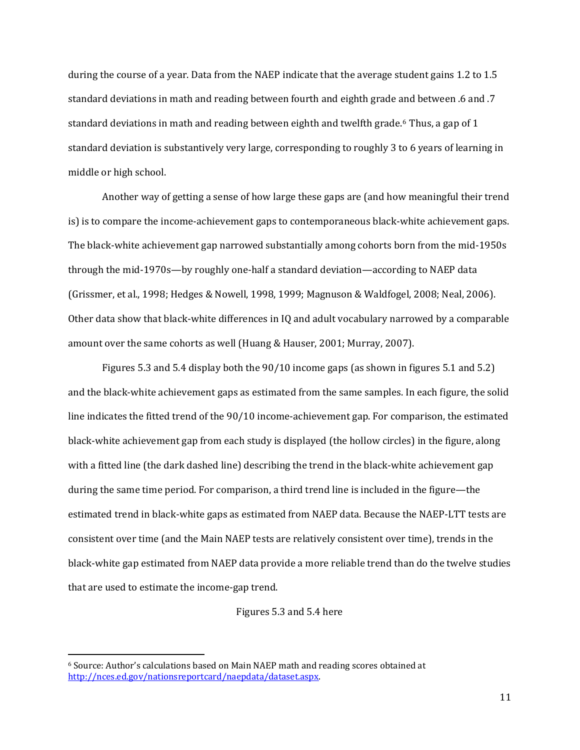during the course of a year. Data from the NAEP indicate that the average student gains 1.2 to 1.5 standard deviations in math and reading between fourth and eighth grade and between .6 and .7 standard deviations in math and reading between eighth and twelfth grade.[6] Thus, a gap of 1 standard deviation is substantively very large, corresponding to roughly 3 to 6 years of learning in middle or high school.

Another way of getting a sense of how large these gaps are (and how meaningful their trend is) is to compare the income-achievement gaps to contemporaneous black-white achievement gaps. The black-white achievement gap narrowed substantially among cohorts born from the mid-1950s through the mid-1970s—by roughly one-half a standard deviation—according to NAEP data (Grissmer, et al., 1998; Hedges & Nowell, 1998, 1999; Magnuson & Waldfogel, 2008; Neal, 2006). Other data show that black-white differences in IQ and adult vocabulary narrowed by a comparable amount over the same cohorts as well (Huang & Hauser, 2001; Murray, 2007).

Figures 5.3 and 5.4 display both the 90/10 income gaps (as shown in figures 5.1 and 5.2) and the black-white achievement gaps as estimated from the same samples. In each figure, the solid line indicates the fitted trend of the 90/10 income-achievement gap. For comparison, the estimated black-white achievement gap from each study is displayed (the hollow circles) in the figure, along with a fitted line (the dark dashed line) describing the trend in the black-white achievement gap during the same time period. For comparison, a third trend line is included in the figure—the estimated trend in black-white gaps as estimated from NAEP data. Because the NAEP-LTT tests are consistent over time (and the Main NAEP tests are relatively consistent over time), trends in the black-white gap estimated from NAEP data provide a more reliable trend than do the twelve studies that are used to estimate the income-gap trend.

Figures 5.3 and 5.4 here

---

[6] Source: Author's calculations based on Main NAEP math and reading scores obtained at http://nces.ed.gov/nationsreportcard/naepdata/dataset.aspx.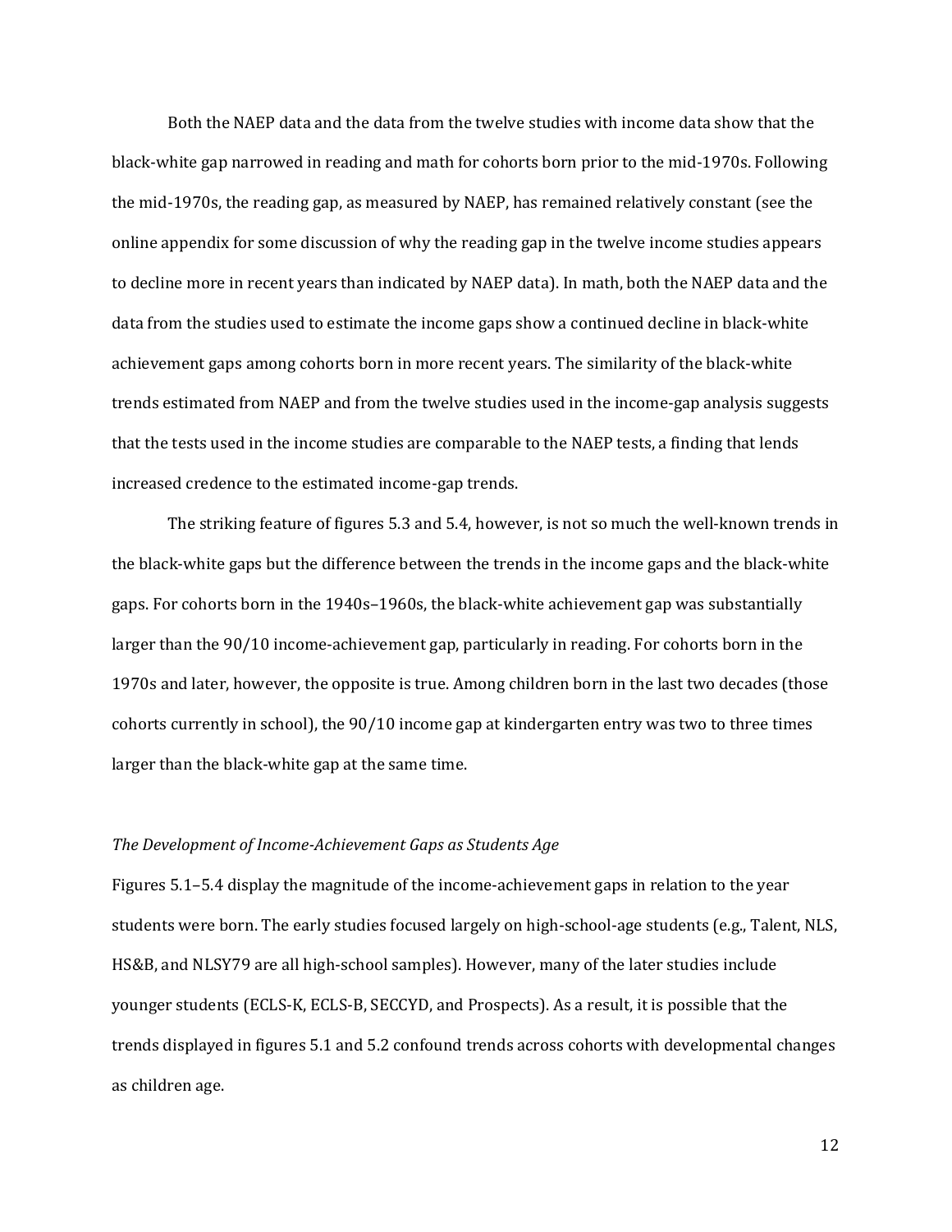Both the NAEP data and the data from the twelve studies with income data show that the black-white gap narrowed in reading and math for cohorts born prior to the mid-1970s. Following the mid-1970s, the reading gap, as measured by NAEP, has remained relatively constant (see the online appendix for some discussion of why the reading gap in the twelve income studies appears to decline more in recent years than indicated by NAEP data). In math, both the NAEP data and the data from the studies used to estimate the income gaps show a continued decline in black-white achievement gaps among cohorts born in more recent years. The similarity of the black-white trends estimated from NAEP and from the twelve studies used in the income-gap analysis suggests that the tests used in the income studies are comparable to the NAEP tests, a finding that lends increased credence to the estimated income-gap trends.

The striking feature of figures 5.3 and 5.4, however, is not so much the well-known trends in the black-white gaps but the difference between the trends in the income gaps and the black-white gaps. For cohorts born in the 1940s–1960s, the black-white achievement gap was substantially larger than the 90/10 income-achievement gap, particularly in reading. For cohorts born in the 1970s and later, however, the opposite is true. Among children born in the last two decades (those cohorts currently in school), the 90/10 income gap at kindergarten entry was two to three times larger than the black-white gap at the same time.

*The Development of Income-Achievement Gaps as Students Age*

Figures 5.1–5.4 display the magnitude of the income-achievement gaps in relation to the year students were born. The early studies focused largely on high-school-age students (e.g., Talent, NLS, HS&B, and NLSY79 are all high-school samples). However, many of the later studies include younger students (ECLS-K, ECLS-B, SECCYD, and Prospects). As a result, it is possible that the trends displayed in figures 5.1 and 5.2 confound trends across cohorts with developmental changes as children age.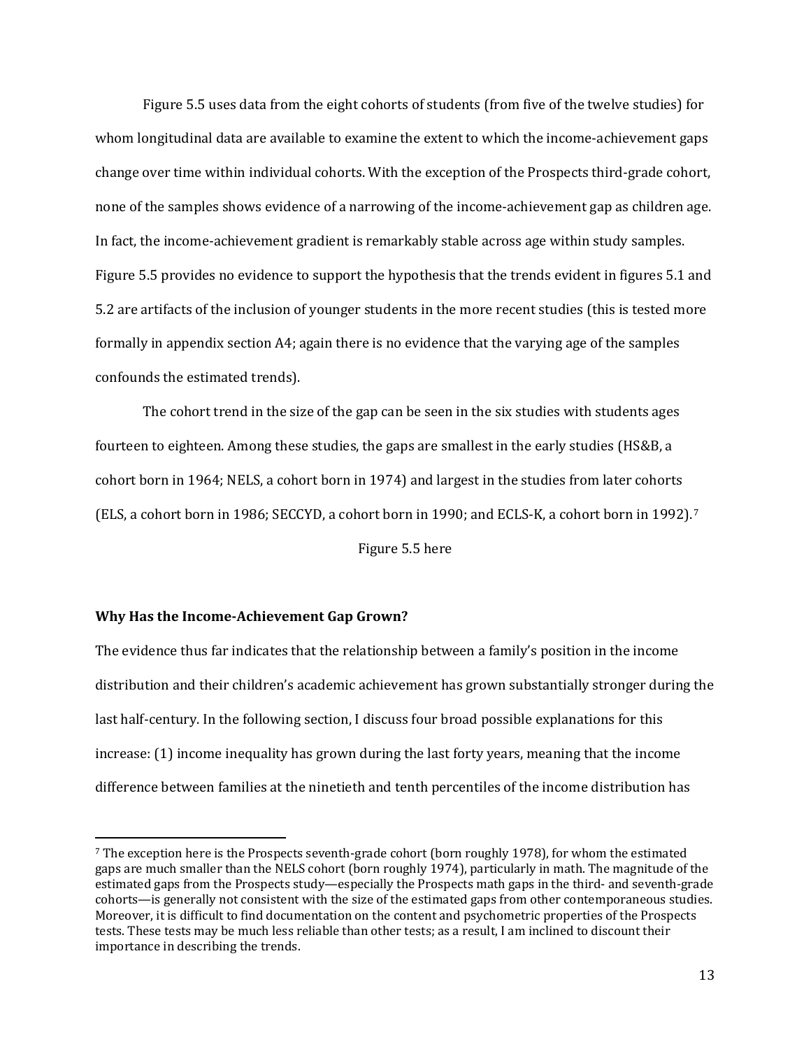Figure 5.5 uses data from the eight cohorts of students (from five of the twelve studies) for whom longitudinal data are available to examine the extent to which the income-achievement gaps change over time within individual cohorts. With the exception of the Prospects third-grade cohort, none of the samples shows evidence of a narrowing of the income-achievement gap as children age. In fact, the income-achievement gradient is remarkably stable across age within study samples. Figure 5.5 provides no evidence to support the hypothesis that the trends evident in figures 5.1 and 5.2 are artifacts of the inclusion of younger students in the more recent studies (this is tested more formally in appendix section A4; again there is no evidence that the varying age of the samples confounds the estimated trends).

The cohort trend in the size of the gap can be seen in the six studies with students ages fourteen to eighteen. Among these studies, the gaps are smallest in the early studies (HS&B, a cohort born in 1964; NELS, a cohort born in 1974) and largest in the studies from later cohorts (ELS, a cohort born in 1986; SECCYD, a cohort born in 1990; and ECLS-K, a cohort born in 1992).[7]

Figure 5.5 here

**Why Has the Income-Achievement Gap Grown?**

The evidence thus far indicates that the relationship between a family's position in the income distribution and their children's academic achievement has grown substantially stronger during the last half-century. In the following section, I discuss four broad possible explanations for this increase: (1) income inequality has grown during the last forty years, meaning that the income difference between families at the ninetieth and tenth percentiles of the income distribution has

---

[7] The exception here is the Prospects seventh-grade cohort (born roughly 1978), for whom the estimated gaps are much smaller than the NELS cohort (born roughly 1974), particularly in math. The magnitude of the estimated gaps from the Prospects study—especially the Prospects math gaps in the third- and seventh-grade cohorts—is generally not consistent with the size of the estimated gaps from other contemporaneous studies. Moreover, it is difficult to find documentation on the content and psychometric properties of the Prospects tests. These tests may be much less reliable than other tests; as a result, I am inclined to discount their importance in describing the trends.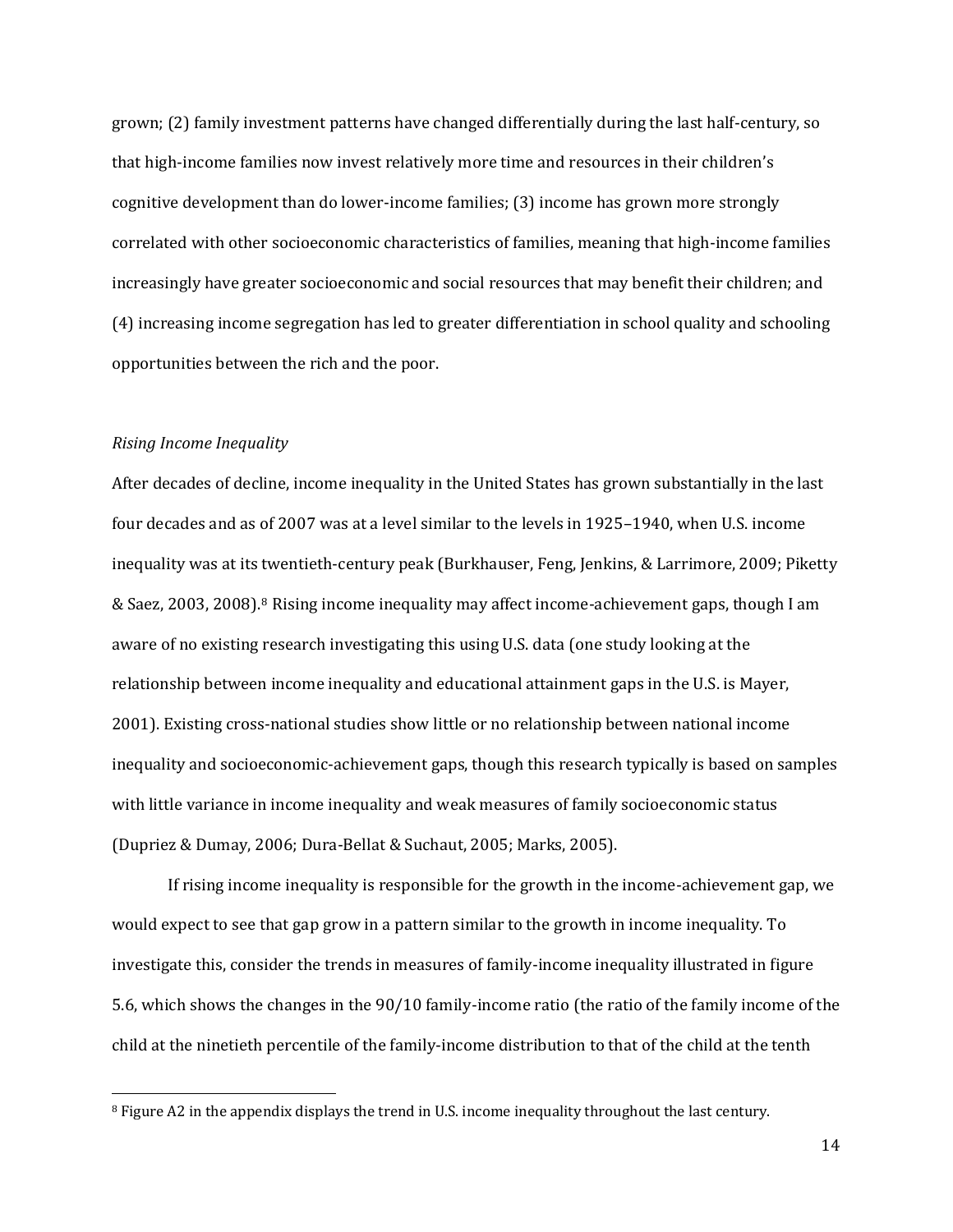grown; (2) family investment patterns have changed differentially during the last half-century, so that high-income families now invest relatively more time and resources in their children's cognitive development than do lower-income families; (3) income has grown more strongly correlated with other socioeconomic characteristics of families, meaning that high-income families increasingly have greater socioeconomic and social resources that may benefit their children; and (4) increasing income segregation has led to greater differentiation in school quality and schooling opportunities between the rich and the poor.

*Rising Income Inequality*

After decades of decline, income inequality in the United States has grown substantially in the last four decades and as of 2007 was at a level similar to the levels in 1925–1940, when U.S. income inequality was at its twentieth-century peak (Burkhauser, Feng, Jenkins, & Larrimore, 2009; Piketty & Saez, 2003, 2008).[8] Rising income inequality may affect income-achievement gaps, though I am aware of no existing research investigating this using U.S. data (one study looking at the relationship between income inequality and educational attainment gaps in the U.S. is Mayer, 2001). Existing cross-national studies show little or no relationship between national income inequality and socioeconomic-achievement gaps, though this research typically is based on samples with little variance in income inequality and weak measures of family socioeconomic status (Dupriez & Dumay, 2006; Dura-Bellat & Suchaut, 2005; Marks, 2005).

If rising income inequality is responsible for the growth in the income-achievement gap, we would expect to see that gap grow in a pattern similar to the growth in income inequality. To investigate this, consider the trends in measures of family-income inequality illustrated in figure 5.6, which shows the changes in the 90/10 family-income ratio (the ratio of the family income of the child at the ninetieth percentile of the family-income distribution to that of the child at the tenth

[8] Figure A2 in the appendix displays the trend in U.S. income inequality throughout the last century.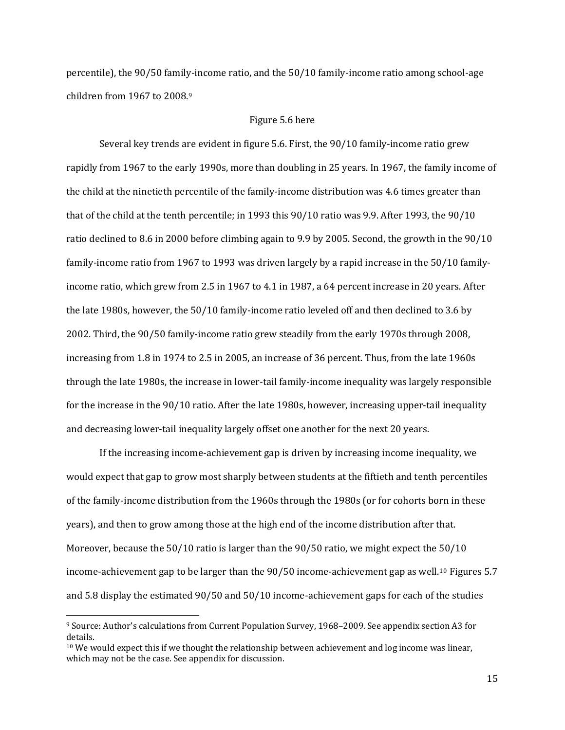percentile), the 90/50 family-income ratio, and the 50/10 family-income ratio among school-age children from 1967 to 2008.[9]

Figure 5.6 here

Several key trends are evident in figure 5.6. First, the 90/10 family-income ratio grew rapidly from 1967 to the early 1990s, more than doubling in 25 years. In 1967, the family income of the child at the ninetieth percentile of the family-income distribution was 4.6 times greater than that of the child at the tenth percentile; in 1993 this 90/10 ratio was 9.9. After 1993, the 90/10 ratio declined to 8.6 in 2000 before climbing again to 9.9 by 2005. Second, the growth in the 90/10 family-income ratio from 1967 to 1993 was driven largely by a rapid increase in the 50/10 family-income ratio, which grew from 2.5 in 1967 to 4.1 in 1987, a 64 percent increase in 20 years. After the late 1980s, however, the 50/10 family-income ratio leveled off and then declined to 3.6 by 2002. Third, the 90/50 family-income ratio grew steadily from the early 1970s through 2008, increasing from 1.8 in 1974 to 2.5 in 2005, an increase of 36 percent. Thus, from the late 1960s through the late 1980s, the increase in lower-tail family-income inequality was largely responsible for the increase in the 90/10 ratio. After the late 1980s, however, increasing upper-tail inequality and decreasing lower-tail inequality largely offset one another for the next 20 years.

If the increasing income-achievement gap is driven by increasing income inequality, we would expect that gap to grow most sharply between students at the fiftieth and tenth percentiles of the family-income distribution from the 1960s through the 1980s (or for cohorts born in these years), and then to grow among those at the high end of the income distribution after that. Moreover, because the 50/10 ratio is larger than the 90/50 ratio, we might expect the 50/10 income-achievement gap to be larger than the 90/50 income-achievement gap as well.[10] Figures 5.7 and 5.8 display the estimated 90/50 and 50/10 income-achievement gaps for each of the studies

---

[9] Source: Author's calculations from Current Population Survey, 1968–2009. See appendix section A3 for details.

[10] We would expect this if we thought the relationship between achievement and log income was linear, which may not be the case. See appendix for discussion.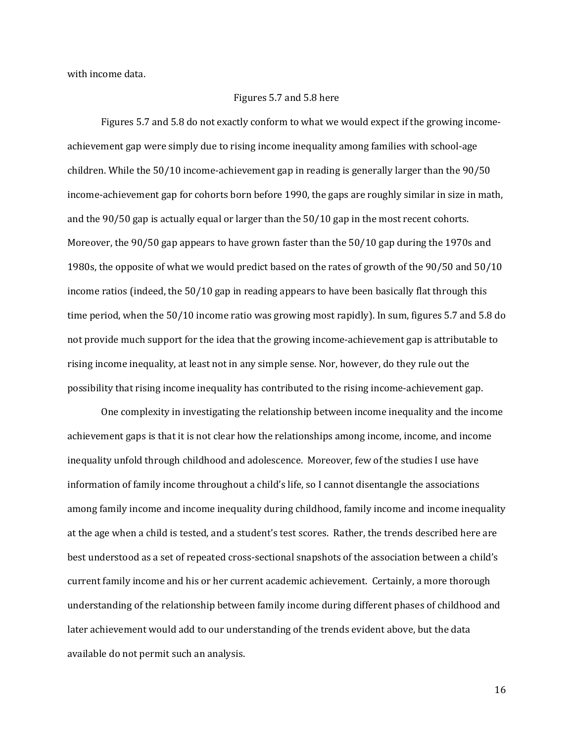with income data.

Figures 5.7 and 5.8 here

Figures 5.7 and 5.8 do not exactly conform to what we would expect if the growing income-achievement gap were simply due to rising income inequality among families with school-age children. While the 50/10 income-achievement gap in reading is generally larger than the 90/50 income-achievement gap for cohorts born before 1990, the gaps are roughly similar in size in math, and the 90/50 gap is actually equal or larger than the 50/10 gap in the most recent cohorts. Moreover, the 90/50 gap appears to have grown faster than the 50/10 gap during the 1970s and 1980s, the opposite of what we would predict based on the rates of growth of the 90/50 and 50/10 income ratios (indeed, the 50/10 gap in reading appears to have been basically flat through this time period, when the 50/10 income ratio was growing most rapidly). In sum, figures 5.7 and 5.8 do not provide much support for the idea that the growing income-achievement gap is attributable to rising income inequality, at least not in any simple sense. Nor, however, do they rule out the possibility that rising income inequality has contributed to the rising income-achievement gap.

One complexity in investigating the relationship between income inequality and the income achievement gaps is that it is not clear how the relationships among income, income, and income inequality unfold through childhood and adolescence. Moreover, few of the studies I use have information of family income throughout a child's life, so I cannot disentangle the associations among family income and income inequality during childhood, family income and income inequality at the age when a child is tested, and a student's test scores. Rather, the trends described here are best understood as a set of repeated cross-sectional snapshots of the association between a child's current family income and his or her current academic achievement. Certainly, a more thorough understanding of the relationship between family income during different phases of childhood and later achievement would add to our understanding of the trends evident above, but the data available do not permit such an analysis.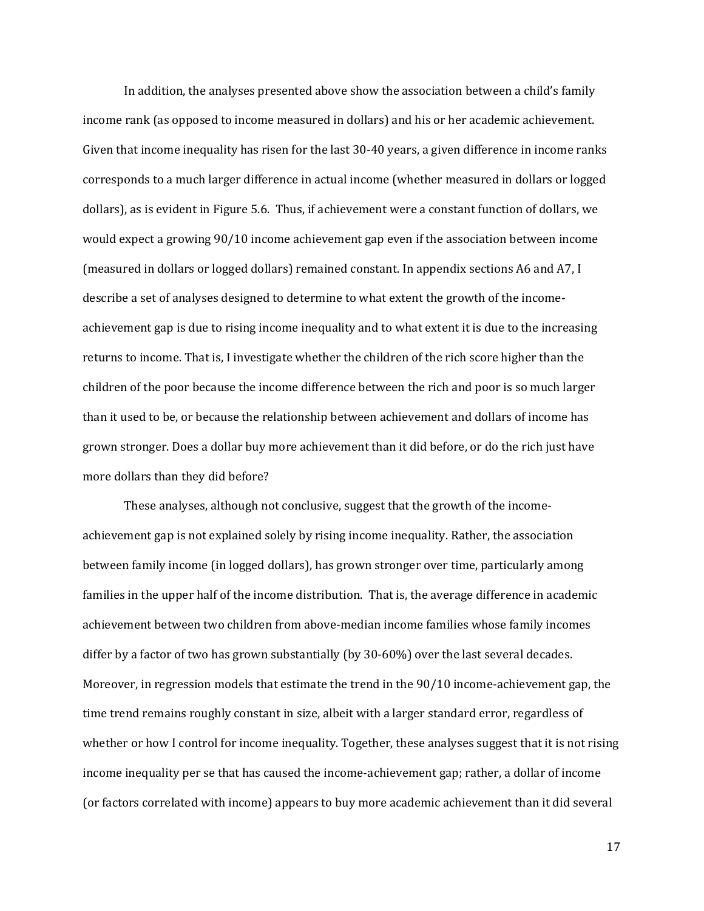In addition, the analyses presented above show the association between a child's family income rank (as opposed to income measured in dollars) and his or her academic achievement. Given that income inequality has risen for the last 30-40 years, a given difference in income ranks corresponds to a much larger difference in actual income (whether measured in dollars or logged dollars), as is evident in Figure 5.6. Thus, if achievement were a constant function of dollars, we would expect a growing 90/10 income achievement gap even if the association between income (measured in dollars or logged dollars) remained constant. In appendix sections A6 and A7, I describe a set of analyses designed to determine to what extent the growth of the income-achievement gap is due to rising income inequality and to what extent it is due to the increasing returns to income. That is, I investigate whether the children of the rich score higher than the children of the poor because the income difference between the rich and poor is so much larger than it used to be, or because the relationship between achievement and dollars of income has grown stronger. Does a dollar buy more achievement than it did before, or do the rich just have more dollars than they did before?

These analyses, although not conclusive, suggest that the growth of the income-achievement gap is not explained solely by rising income inequality. Rather, the association between family income (in logged dollars), has grown stronger over time, particularly among families in the upper half of the income distribution. That is, the average difference in academic achievement between two children from above-median income families whose family incomes differ by a factor of two has grown substantially (by 30-60%) over the last several decades. Moreover, in regression models that estimate the trend in the 90/10 income-achievement gap, the time trend remains roughly constant in size, albeit with a larger standard error, regardless of whether or how I control for income inequality. Together, these analyses suggest that it is not rising income inequality per se that has caused the income-achievement gap; rather, a dollar of income (or factors correlated with income) appears to buy more academic achievement than it did several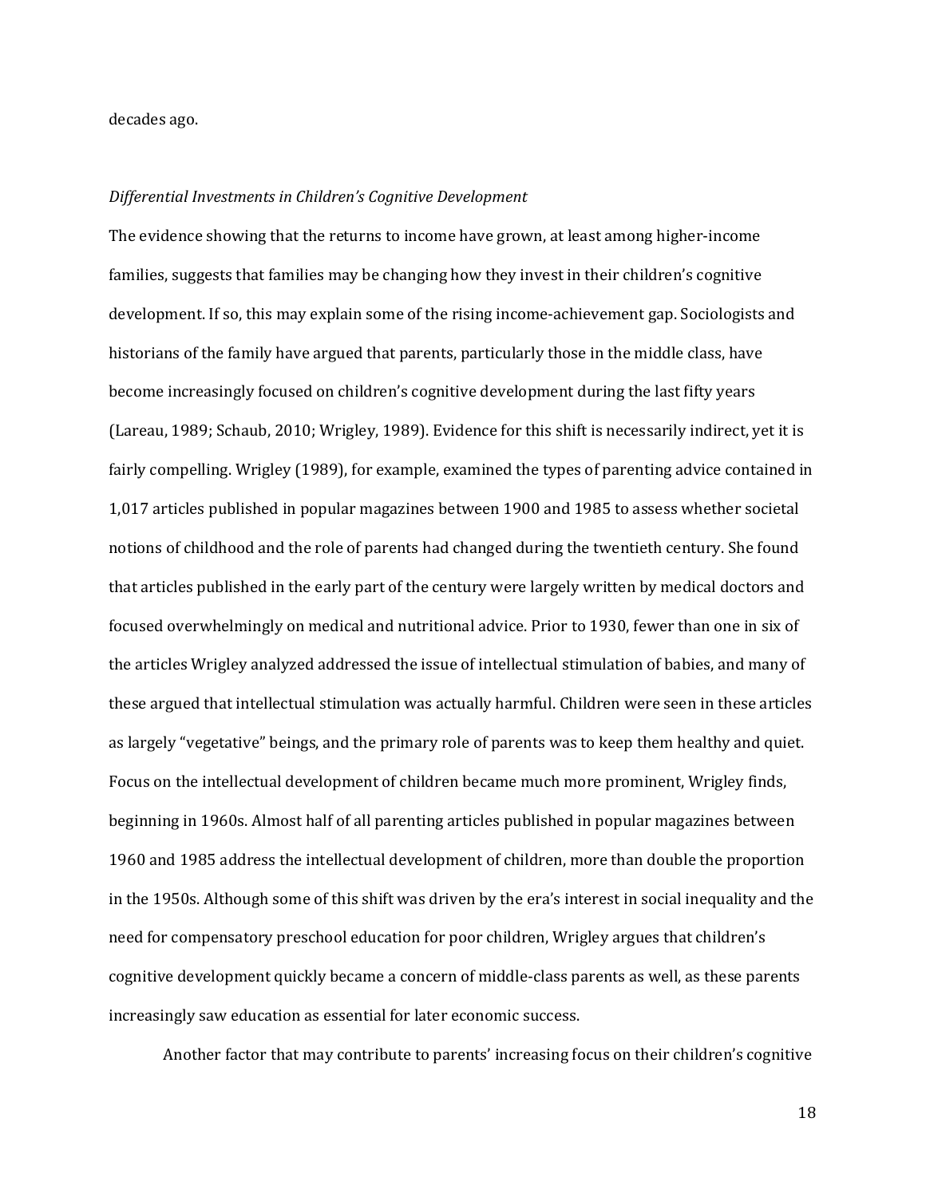decades ago.

*Differential Investments in Children's Cognitive Development*

The evidence showing that the returns to income have grown, at least among higher-income families, suggests that families may be changing how they invest in their children's cognitive development. If so, this may explain some of the rising income-achievement gap. Sociologists and historians of the family have argued that parents, particularly those in the middle class, have become increasingly focused on children's cognitive development during the last fifty years (Lareau, 1989; Schaub, 2010; Wrigley, 1989). Evidence for this shift is necessarily indirect, yet it is fairly compelling. Wrigley (1989), for example, examined the types of parenting advice contained in 1,017 articles published in popular magazines between 1900 and 1985 to assess whether societal notions of childhood and the role of parents had changed during the twentieth century. She found that articles published in the early part of the century were largely written by medical doctors and focused overwhelmingly on medical and nutritional advice. Prior to 1930, fewer than one in six of the articles Wrigley analyzed addressed the issue of intellectual stimulation of babies, and many of these argued that intellectual stimulation was actually harmful. Children were seen in these articles as largely "vegetative" beings, and the primary role of parents was to keep them healthy and quiet. Focus on the intellectual development of children became much more prominent, Wrigley finds, beginning in 1960s. Almost half of all parenting articles published in popular magazines between 1960 and 1985 address the intellectual development of children, more than double the proportion in the 1950s. Although some of this shift was driven by the era's interest in social inequality and the need for compensatory preschool education for poor children, Wrigley argues that children's cognitive development quickly became a concern of middle-class parents as well, as these parents increasingly saw education as essential for later economic success.

Another factor that may contribute to parents' increasing focus on their children's cognitive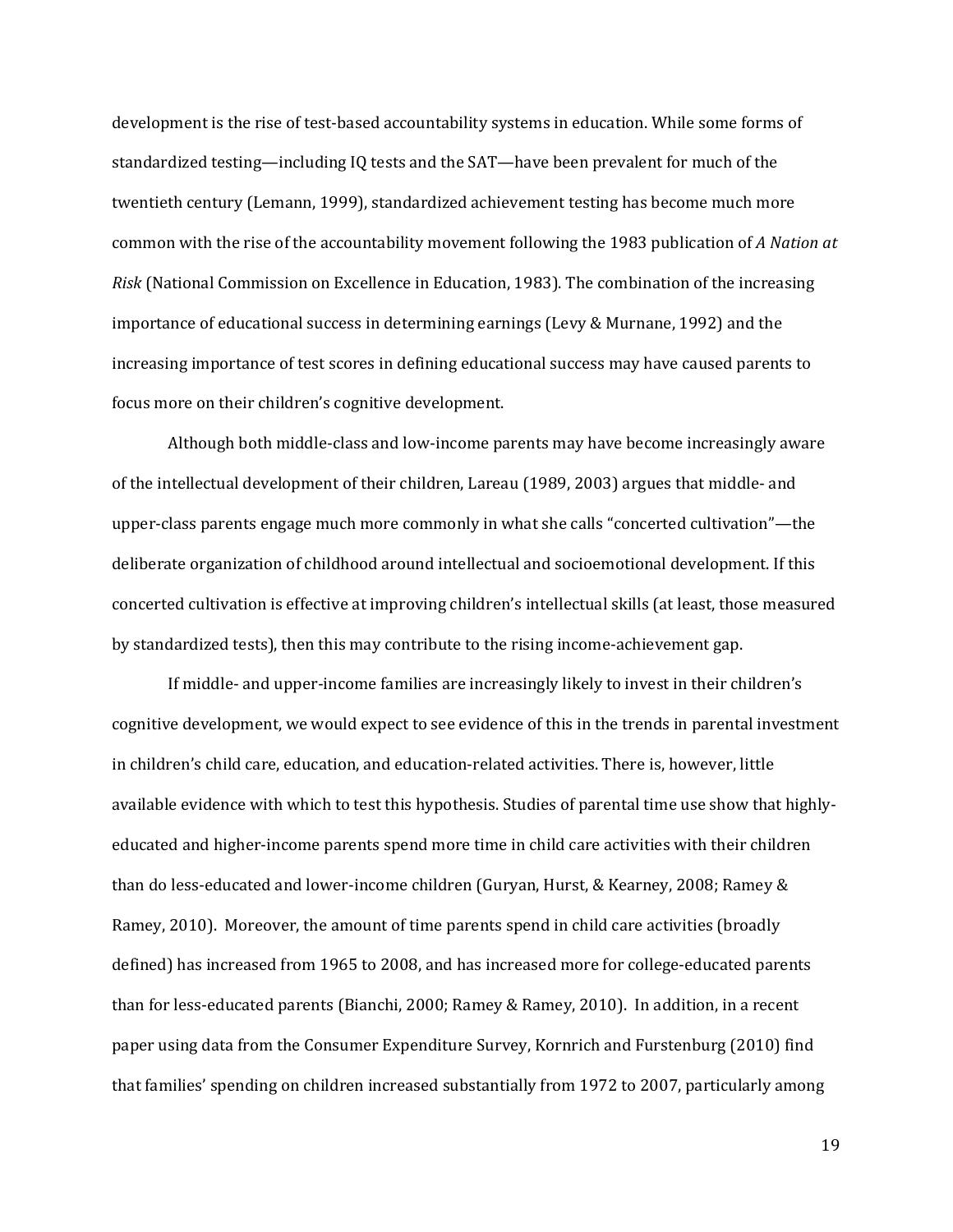development is the rise of test-based accountability systems in education. While some forms of standardized testing—including IQ tests and the SAT—have been prevalent for much of the twentieth century (Lemann, 1999), standardized achievement testing has become much more common with the rise of the accountability movement following the 1983 publication of *A Nation at Risk* (National Commission on Excellence in Education, 1983). The combination of the increasing importance of educational success in determining earnings (Levy & Murnane, 1992) and the increasing importance of test scores in defining educational success may have caused parents to focus more on their children's cognitive development.

Although both middle-class and low-income parents may have become increasingly aware of the intellectual development of their children, Lareau (1989, 2003) argues that middle- and upper-class parents engage much more commonly in what she calls "concerted cultivation"—the deliberate organization of childhood around intellectual and socioemotional development. If this concerted cultivation is effective at improving children's intellectual skills (at least, those measured by standardized tests), then this may contribute to the rising income-achievement gap.

If middle- and upper-income families are increasingly likely to invest in their children's cognitive development, we would expect to see evidence of this in the trends in parental investment in children's child care, education, and education-related activities. There is, however, little available evidence with which to test this hypothesis. Studies of parental time use show that highly-educated and higher-income parents spend more time in child care activities with their children than do less-educated and lower-income children (Guryan, Hurst, & Kearney, 2008; Ramey & Ramey, 2010). Moreover, the amount of time parents spend in child care activities (broadly defined) has increased from 1965 to 2008, and has increased more for college-educated parents than for less-educated parents (Bianchi, 2000; Ramey & Ramey, 2010). In addition, in a recent paper using data from the Consumer Expenditure Survey, Kornrich and Furstenburg (2010) find that families' spending on children increased substantially from 1972 to 2007, particularly among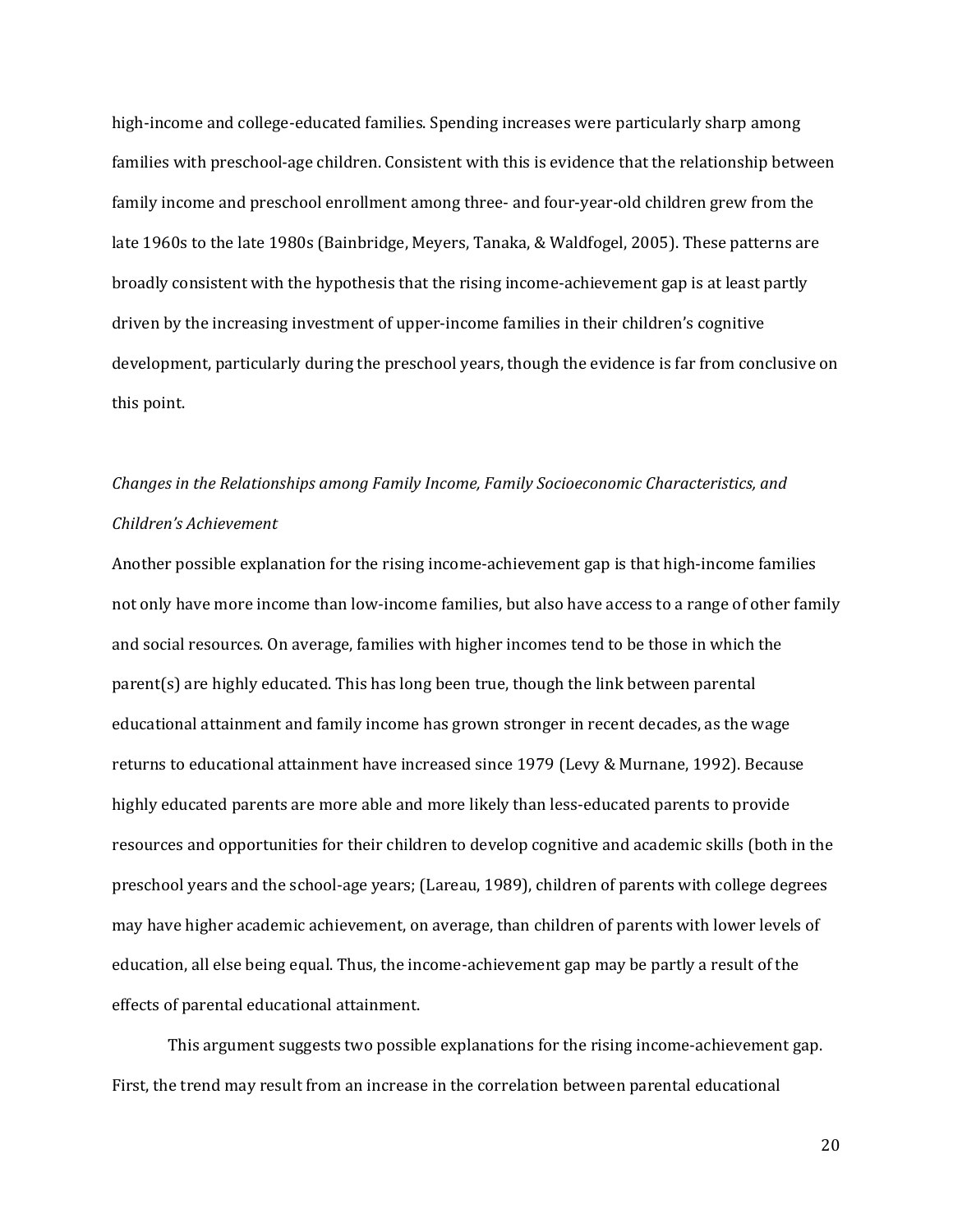high-income and college-educated families. Spending increases were particularly sharp among families with preschool-age children. Consistent with this is evidence that the relationship between family income and preschool enrollment among three- and four-year-old children grew from the late 1960s to the late 1980s (Bainbridge, Meyers, Tanaka, & Waldfogel, 2005). These patterns are broadly consistent with the hypothesis that the rising income-achievement gap is at least partly driven by the increasing investment of upper-income families in their children's cognitive development, particularly during the preschool years, though the evidence is far from conclusive on this point.

### *Changes in the Relationships among Family Income, Family Socioeconomic Characteristics, and Children's Achievement*

Another possible explanation for the rising income-achievement gap is that high-income families not only have more income than low-income families, but also have access to a range of other family and social resources. On average, families with higher incomes tend to be those in which the parent(s) are highly educated. This has long been true, though the link between parental educational attainment and family income has grown stronger in recent decades, as the wage returns to educational attainment have increased since 1979 (Levy & Murnane, 1992). Because highly educated parents are more able and more likely than less-educated parents to provide resources and opportunities for their children to develop cognitive and academic skills (both in the preschool years and the school-age years; (Lareau, 1989), children of parents with college degrees may have higher academic achievement, on average, than children of parents with lower levels of education, all else being equal. Thus, the income-achievement gap may be partly a result of the effects of parental educational attainment.

This argument suggests two possible explanations for the rising income-achievement gap. First, the trend may result from an increase in the correlation between parental educational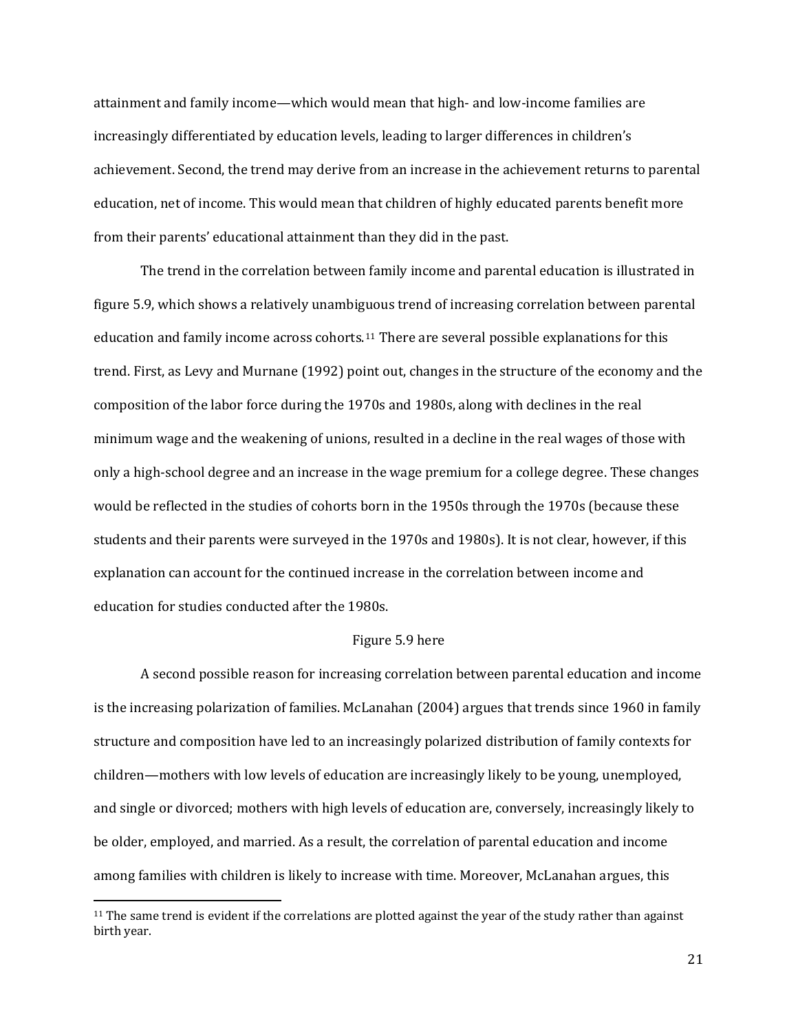attainment and family income—which would mean that high- and low-income families are increasingly differentiated by education levels, leading to larger differences in children's achievement. Second, the trend may derive from an increase in the achievement returns to parental education, net of income. This would mean that children of highly educated parents benefit more from their parents' educational attainment than they did in the past.

The trend in the correlation between family income and parental education is illustrated in figure 5.9, which shows a relatively unambiguous trend of increasing correlation between parental education and family income across cohorts.[11] There are several possible explanations for this trend. First, as Levy and Murnane (1992) point out, changes in the structure of the economy and the composition of the labor force during the 1970s and 1980s, along with declines in the real minimum wage and the weakening of unions, resulted in a decline in the real wages of those with only a high-school degree and an increase in the wage premium for a college degree. These changes would be reflected in the studies of cohorts born in the 1950s through the 1970s (because these students and their parents were surveyed in the 1970s and 1980s). It is not clear, however, if this explanation can account for the continued increase in the correlation between income and education for studies conducted after the 1980s.

Figure 5.9 here

A second possible reason for increasing correlation between parental education and income is the increasing polarization of families. McLanahan (2004) argues that trends since 1960 in family structure and composition have led to an increasingly polarized distribution of family contexts for children—mothers with low levels of education are increasingly likely to be young, unemployed, and single or divorced; mothers with high levels of education are, conversely, increasingly likely to be older, employed, and married. As a result, the correlation of parental education and income among families with children is likely to increase with time. Moreover, McLanahan argues, this

[11] The same trend is evident if the correlations are plotted against the year of the study rather than against birth year.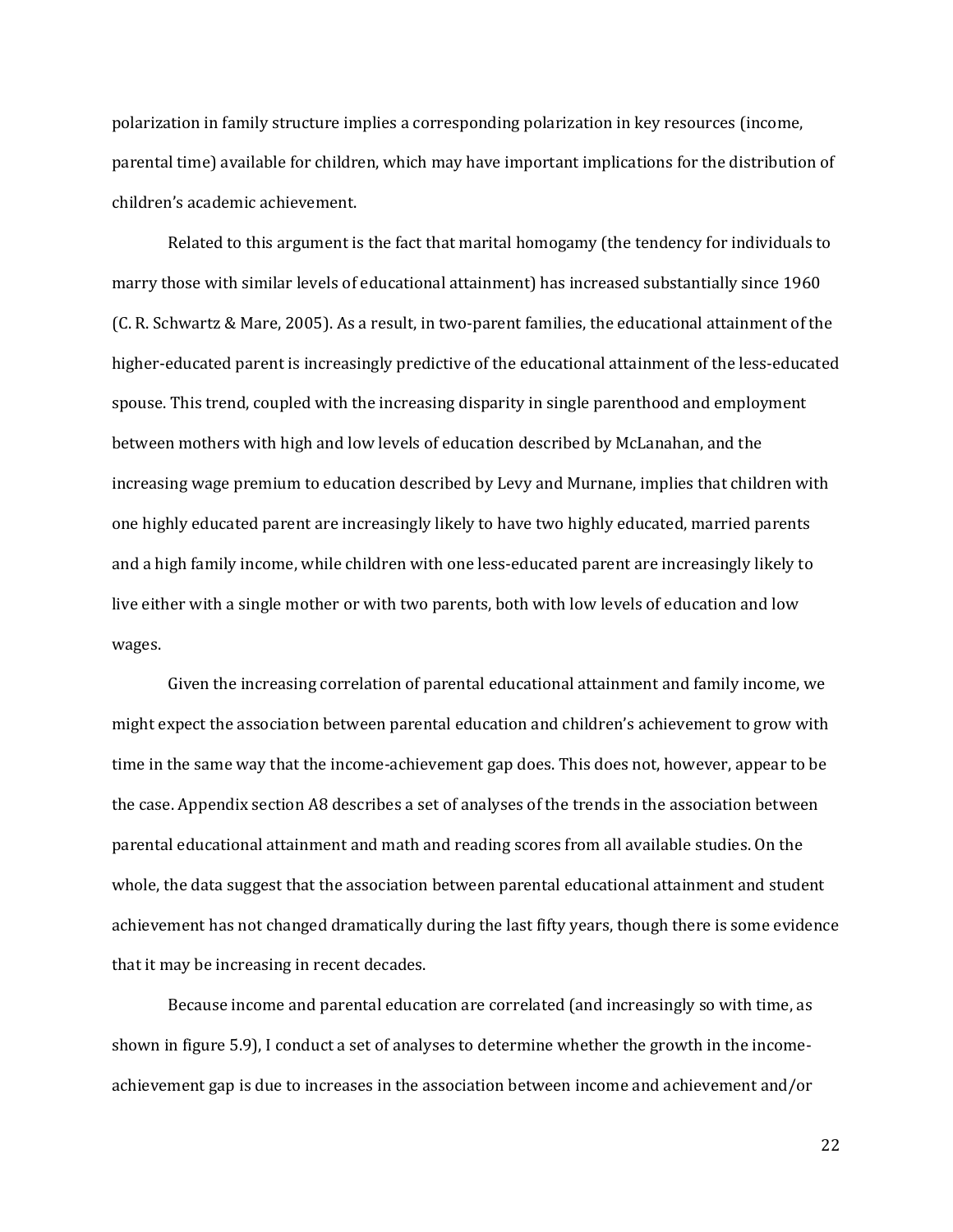polarization in family structure implies a corresponding polarization in key resources (income, parental time) available for children, which may have important implications for the distribution of children's academic achievement.

Related to this argument is the fact that marital homogamy (the tendency for individuals to marry those with similar levels of educational attainment) has increased substantially since 1960 (C. R. Schwartz & Mare, 2005). As a result, in two-parent families, the educational attainment of the higher-educated parent is increasingly predictive of the educational attainment of the less-educated spouse. This trend, coupled with the increasing disparity in single parenthood and employment between mothers with high and low levels of education described by McLanahan, and the increasing wage premium to education described by Levy and Murnane, implies that children with one highly educated parent are increasingly likely to have two highly educated, married parents and a high family income, while children with one less-educated parent are increasingly likely to live either with a single mother or with two parents, both with low levels of education and low wages.

Given the increasing correlation of parental educational attainment and family income, we might expect the association between parental education and children's achievement to grow with time in the same way that the income-achievement gap does. This does not, however, appear to be the case. Appendix section A8 describes a set of analyses of the trends in the association between parental educational attainment and math and reading scores from all available studies. On the whole, the data suggest that the association between parental educational attainment and student achievement has not changed dramatically during the last fifty years, though there is some evidence that it may be increasing in recent decades.

Because income and parental education are correlated (and increasingly so with time, as shown in figure 5.9), I conduct a set of analyses to determine whether the growth in the income-achievement gap is due to increases in the association between income and achievement and/or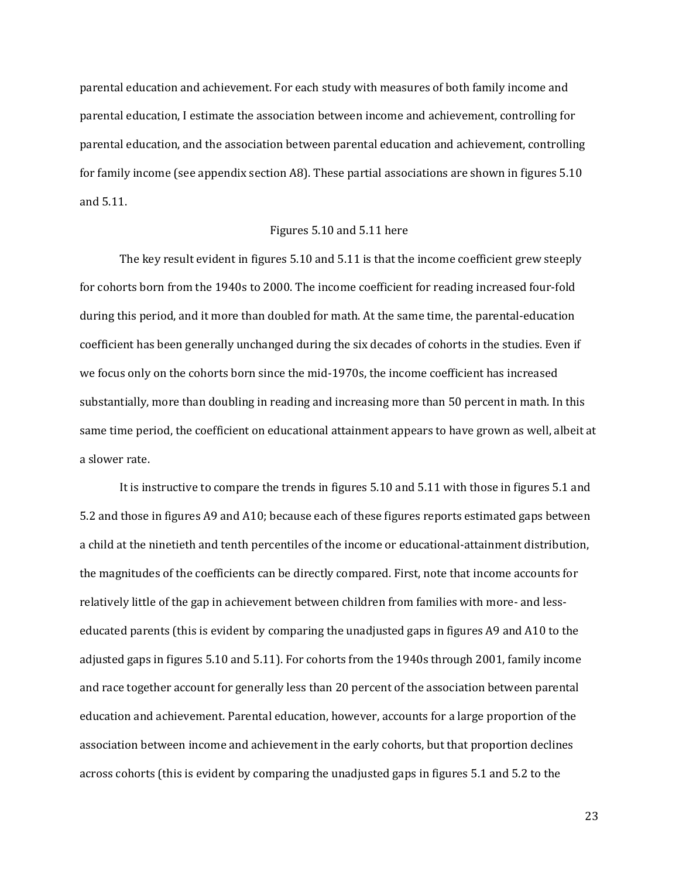parental education and achievement. For each study with measures of both family income and parental education, I estimate the association between income and achievement, controlling for parental education, and the association between parental education and achievement, controlling for family income (see appendix section A8). These partial associations are shown in figures 5.10 and 5.11.

Figures 5.10 and 5.11 here

The key result evident in figures 5.10 and 5.11 is that the income coefficient grew steeply for cohorts born from the 1940s to 2000. The income coefficient for reading increased four-fold during this period, and it more than doubled for math. At the same time, the parental-education coefficient has been generally unchanged during the six decades of cohorts in the studies. Even if we focus only on the cohorts born since the mid-1970s, the income coefficient has increased substantially, more than doubling in reading and increasing more than 50 percent in math. In this same time period, the coefficient on educational attainment appears to have grown as well, albeit at a slower rate.

It is instructive to compare the trends in figures 5.10 and 5.11 with those in figures 5.1 and 5.2 and those in figures A9 and A10; because each of these figures reports estimated gaps between a child at the ninetieth and tenth percentiles of the income or educational-attainment distribution, the magnitudes of the coefficients can be directly compared. First, note that income accounts for relatively little of the gap in achievement between children from families with more- and less-educated parents (this is evident by comparing the unadjusted gaps in figures A9 and A10 to the adjusted gaps in figures 5.10 and 5.11). For cohorts from the 1940s through 2001, family income and race together account for generally less than 20 percent of the association between parental education and achievement. Parental education, however, accounts for a large proportion of the association between income and achievement in the early cohorts, but that proportion declines across cohorts (this is evident by comparing the unadjusted gaps in figures 5.1 and 5.2 to the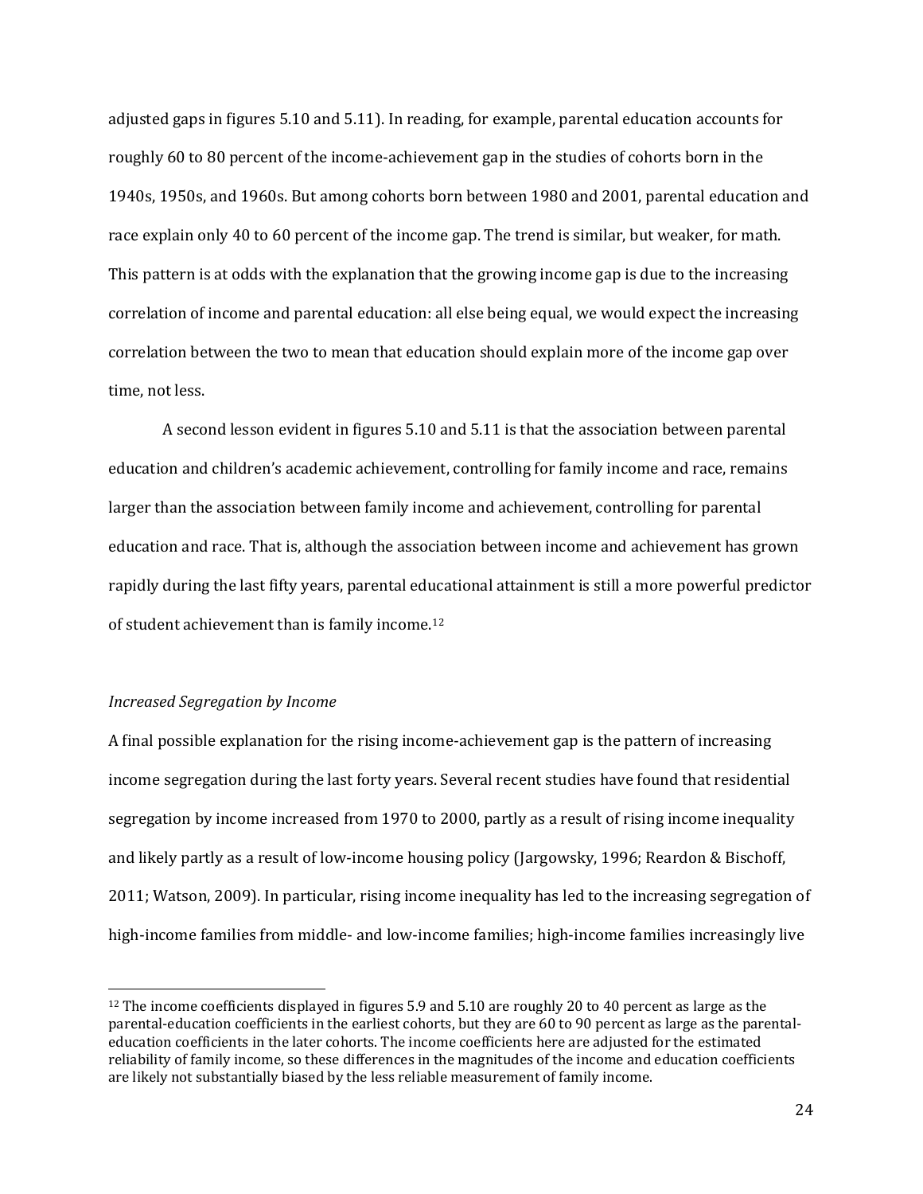adjusted gaps in figures 5.10 and 5.11). In reading, for example, parental education accounts for roughly 60 to 80 percent of the income-achievement gap in the studies of cohorts born in the 1940s, 1950s, and 1960s. But among cohorts born between 1980 and 2001, parental education and race explain only 40 to 60 percent of the income gap. The trend is similar, but weaker, for math. This pattern is at odds with the explanation that the growing income gap is due to the increasing correlation of income and parental education: all else being equal, we would expect the increasing correlation between the two to mean that education should explain more of the income gap over time, not less.

A second lesson evident in figures 5.10 and 5.11 is that the association between parental education and children's academic achievement, controlling for family income and race, remains larger than the association between family income and achievement, controlling for parental education and race. That is, although the association between income and achievement has grown rapidly during the last fifty years, parental educational attainment is still a more powerful predictor of student achievement than is family income.[12]

*Increased Segregation by Income*

A final possible explanation for the rising income-achievement gap is the pattern of increasing income segregation during the last forty years. Several recent studies have found that residential segregation by income increased from 1970 to 2000, partly as a result of rising income inequality and likely partly as a result of low-income housing policy (Jargowsky, 1996; Reardon & Bischoff, 2011; Watson, 2009). In particular, rising income inequality has led to the increasing segregation of high-income families from middle- and low-income families; high-income families increasingly live

[12] The income coefficients displayed in figures 5.9 and 5.10 are roughly 20 to 40 percent as large as the parental-education coefficients in the earliest cohorts, but they are 60 to 90 percent as large as the parental-education coefficients in the later cohorts. The income coefficients here are adjusted for the estimated reliability of family income, so these differences in the magnitudes of the income and education coefficients are likely not substantially biased by the less reliable measurement of family income.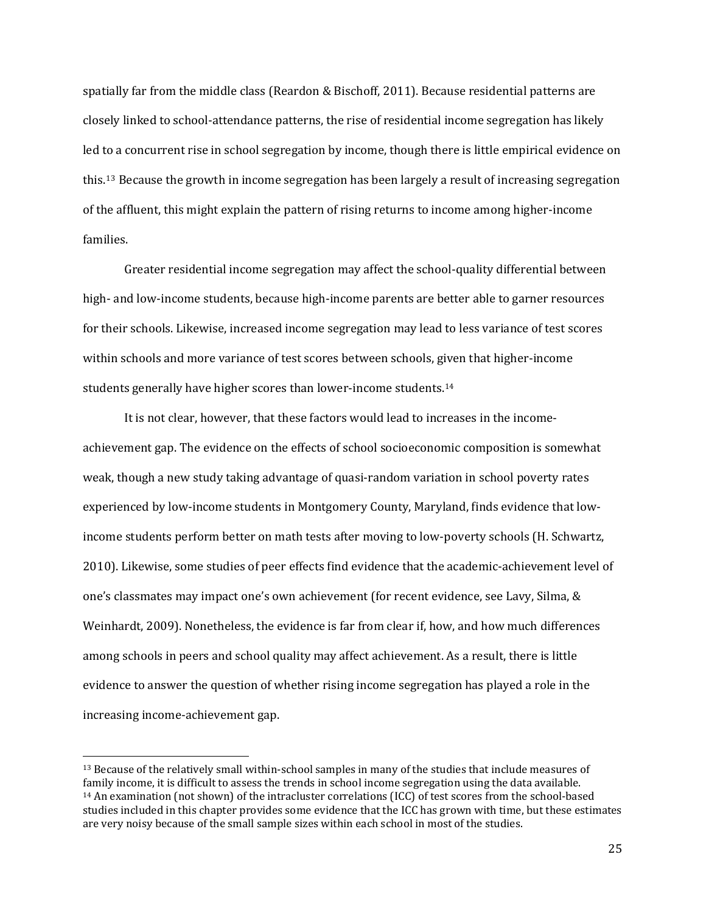spatially far from the middle class (Reardon & Bischoff, 2011). Because residential patterns are closely linked to school-attendance patterns, the rise of residential income segregation has likely led to a concurrent rise in school segregation by income, though there is little empirical evidence on this.[13] Because the growth in income segregation has been largely a result of increasing segregation of the affluent, this might explain the pattern of rising returns to income among higher-income families.

Greater residential income segregation may affect the school-quality differential between high- and low-income students, because high-income parents are better able to garner resources for their schools. Likewise, increased income segregation may lead to less variance of test scores within schools and more variance of test scores between schools, given that higher-income students generally have higher scores than lower-income students.[14]

It is not clear, however, that these factors would lead to increases in the income-achievement gap. The evidence on the effects of school socioeconomic composition is somewhat weak, though a new study taking advantage of quasi-random variation in school poverty rates experienced by low-income students in Montgomery County, Maryland, finds evidence that low-income students perform better on math tests after moving to low-poverty schools (H. Schwartz, 2010). Likewise, some studies of peer effects find evidence that the academic-achievement level of one's classmates may impact one's own achievement (for recent evidence, see Lavy, Silma, & Weinhardt, 2009). Nonetheless, the evidence is far from clear if, how, and how much differences among schools in peers and school quality may affect achievement. As a result, there is little evidence to answer the question of whether rising income segregation has played a role in the increasing income-achievement gap.

---

[13] Because of the relatively small within-school samples in many of the studies that include measures of family income, it is difficult to assess the trends in school income segregation using the data available.

[14] An examination (not shown) of the intracluster correlations (ICC) of test scores from the school-based studies included in this chapter provides some evidence that the ICC has grown with time, but these estimates are very noisy because of the small sample sizes within each school in most of the studies.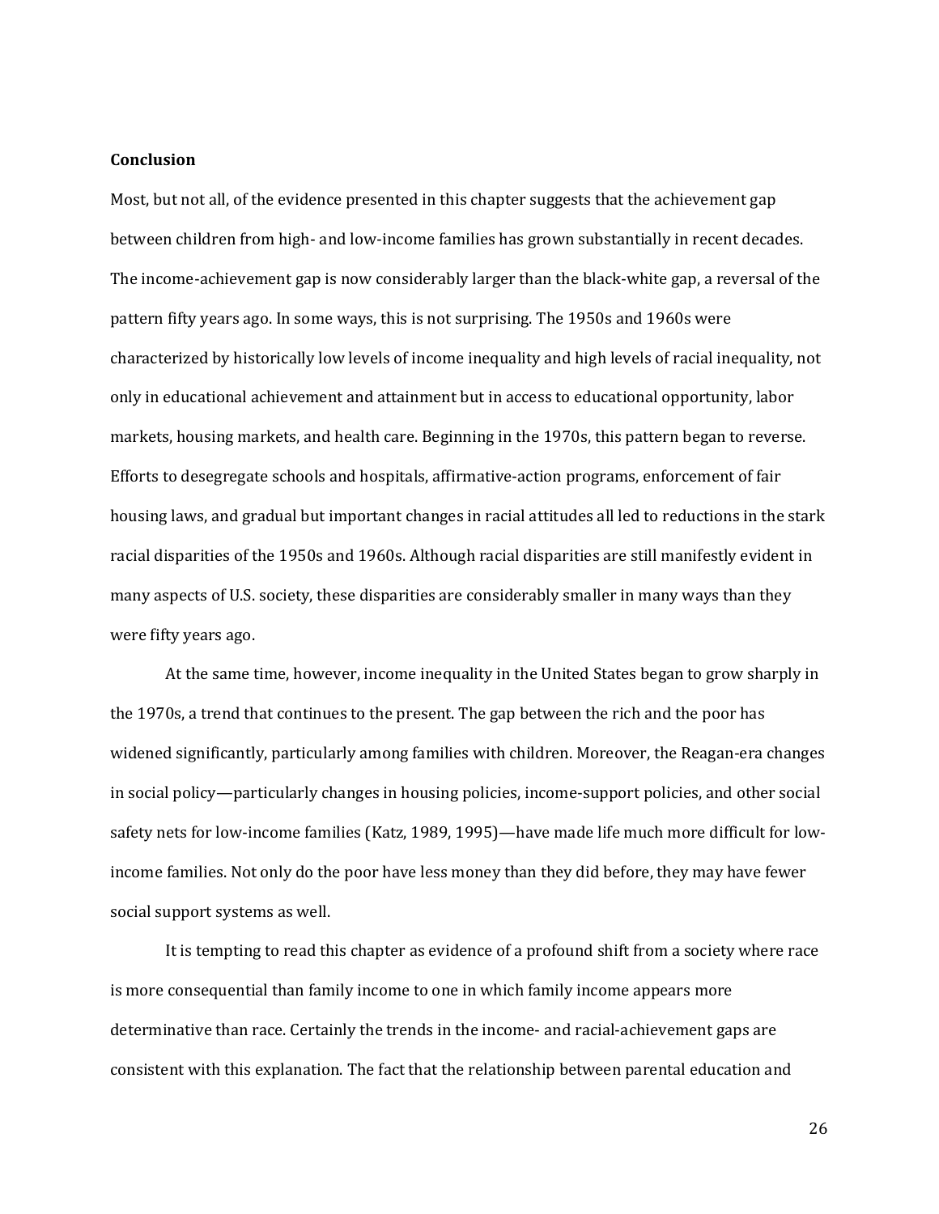## Conclusion

Most, but not all, of the evidence presented in this chapter suggests that the achievement gap between children from high- and low-income families has grown substantially in recent decades. The income-achievement gap is now considerably larger than the black-white gap, a reversal of the pattern fifty years ago. In some ways, this is not surprising. The 1950s and 1960s were characterized by historically low levels of income inequality and high levels of racial inequality, not only in educational achievement and attainment but in access to educational opportunity, labor markets, housing markets, and health care. Beginning in the 1970s, this pattern began to reverse. Efforts to desegregate schools and hospitals, affirmative-action programs, enforcement of fair housing laws, and gradual but important changes in racial attitudes all led to reductions in the stark racial disparities of the 1950s and 1960s. Although racial disparities are still manifestly evident in many aspects of U.S. society, these disparities are considerably smaller in many ways than they were fifty years ago.

At the same time, however, income inequality in the United States began to grow sharply in the 1970s, a trend that continues to the present. The gap between the rich and the poor has widened significantly, particularly among families with children. Moreover, the Reagan-era changes in social policy—particularly changes in housing policies, income-support policies, and other social safety nets for low-income families (Katz, 1989, 1995)—have made life much more difficult for low-income families. Not only do the poor have less money than they did before, they may have fewer social support systems as well.

It is tempting to read this chapter as evidence of a profound shift from a society where race is more consequential than family income to one in which family income appears more determinative than race. Certainly the trends in the income- and racial-achievement gaps are consistent with this explanation. The fact that the relationship between parental education and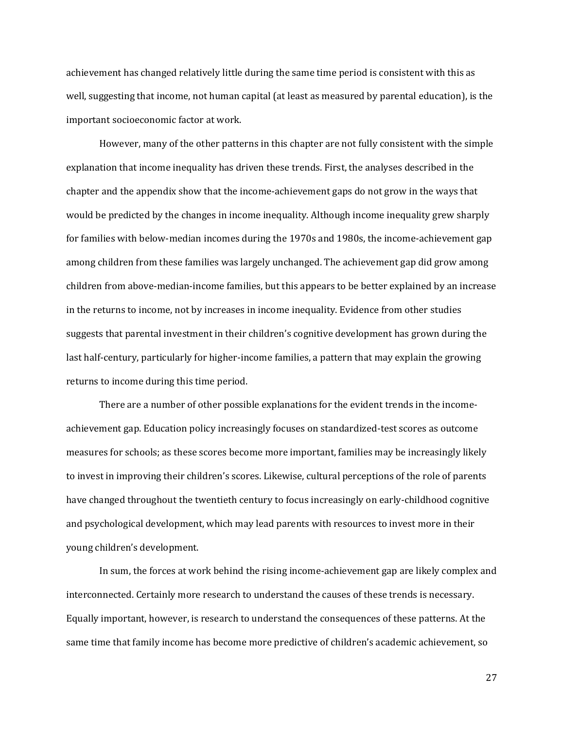achievement has changed relatively little during the same time period is consistent with this as well, suggesting that income, not human capital (at least as measured by parental education), is the important socioeconomic factor at work.

However, many of the other patterns in this chapter are not fully consistent with the simple explanation that income inequality has driven these trends. First, the analyses described in the chapter and the appendix show that the income-achievement gaps do not grow in the ways that would be predicted by the changes in income inequality. Although income inequality grew sharply for families with below-median incomes during the 1970s and 1980s, the income-achievement gap among children from these families was largely unchanged. The achievement gap did grow among children from above-median-income families, but this appears to be better explained by an increase in the returns to income, not by increases in income inequality. Evidence from other studies suggests that parental investment in their children's cognitive development has grown during the last half-century, particularly for higher-income families, a pattern that may explain the growing returns to income during this time period.

There are a number of other possible explanations for the evident trends in the income-achievement gap. Education policy increasingly focuses on standardized-test scores as outcome measures for schools; as these scores become more important, families may be increasingly likely to invest in improving their children's scores. Likewise, cultural perceptions of the role of parents have changed throughout the twentieth century to focus increasingly on early-childhood cognitive and psychological development, which may lead parents with resources to invest more in their young children's development.

In sum, the forces at work behind the rising income-achievement gap are likely complex and interconnected. Certainly more research to understand the causes of these trends is necessary. Equally important, however, is research to understand the consequences of these patterns. At the same time that family income has become more predictive of children's academic achievement, so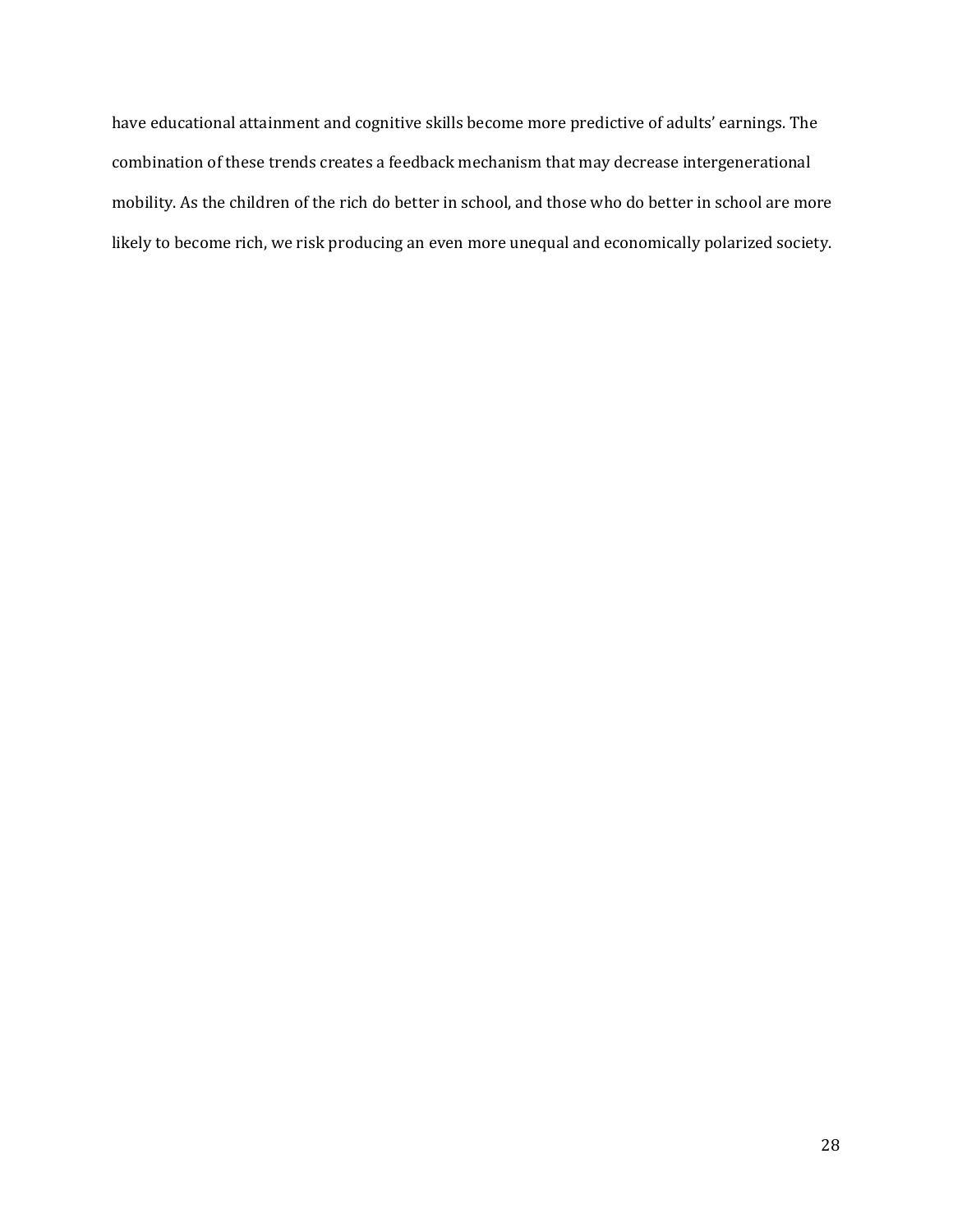have educational attainment and cognitive skills become more predictive of adults' earnings. The combination of these trends creates a feedback mechanism that may decrease intergenerational mobility. As the children of the rich do better in school, and those who do better in school are more likely to become rich, we risk producing an even more unequal and economically polarized society.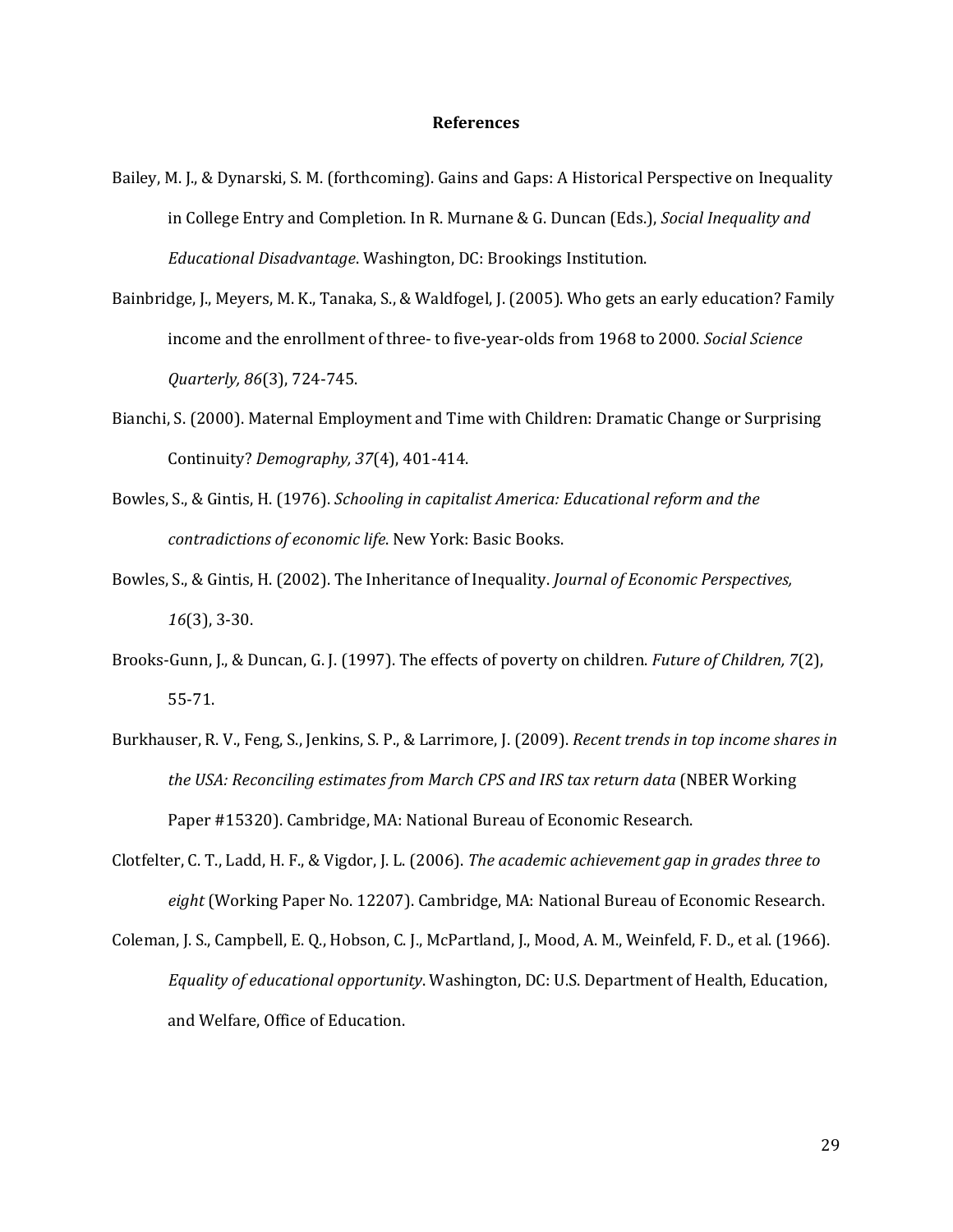# References

Bailey, M. J., & Dynarski, S. M. (forthcoming). Gains and Gaps: A Historical Perspective on Inequality in College Entry and Completion. In R. Murnane & G. Duncan (Eds.), *Social Inequality and Educational Disadvantage*. Washington, DC: Brookings Institution.

Bainbridge, J., Meyers, M. K., Tanaka, S., & Waldfogel, J. (2005). Who gets an early education? Family income and the enrollment of three- to five-year-olds from 1968 to 2000. *Social Science Quarterly, 86*(3), 724-745.

Bianchi, S. (2000). Maternal Employment and Time with Children: Dramatic Change or Surprising Continuity? *Demography, 37*(4), 401-414.

Bowles, S., & Gintis, H. (1976). *Schooling in capitalist America: Educational reform and the contradictions of economic life*. New York: Basic Books.

Bowles, S., & Gintis, H. (2002). The Inheritance of Inequality. *Journal of Economic Perspectives, 16*(3), 3-30.

Brooks-Gunn, J., & Duncan, G. J. (1997). The effects of poverty on children. *Future of Children, 7*(2), 55-71.

Burkhauser, R. V., Feng, S., Jenkins, S. P., & Larrimore, J. (2009). *Recent trends in top income shares in the USA: Reconciling estimates from March CPS and IRS tax return data* (NBER Working Paper #15320). Cambridge, MA: National Bureau of Economic Research.

Clotfelter, C. T., Ladd, H. F., & Vigdor, J. L. (2006). *The academic achievement gap in grades three to eight* (Working Paper No. 12207). Cambridge, MA: National Bureau of Economic Research.

Coleman, J. S., Campbell, E. Q., Hobson, C. J., McPartland, J., Mood, A. M., Weinfeld, F. D., et al. (1966). *Equality of educational opportunity*. Washington, DC: U.S. Department of Health, Education, and Welfare, Office of Education.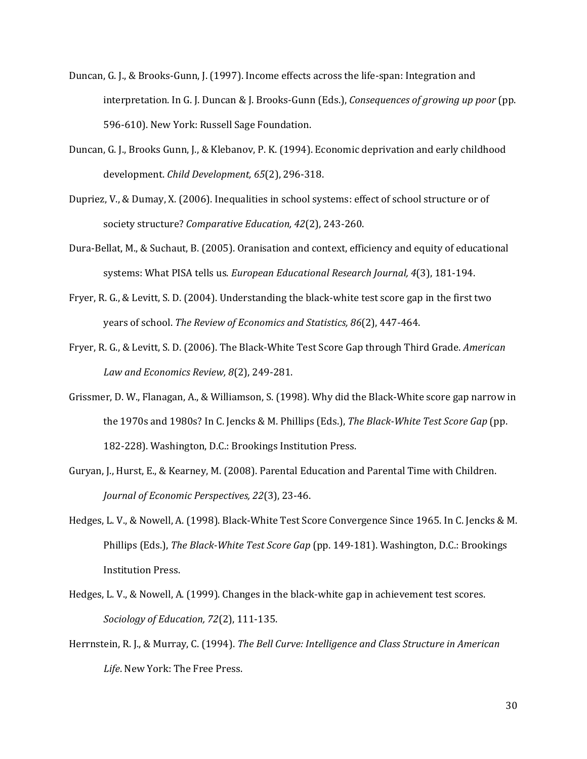Duncan, G. J., & Brooks-Gunn, J. (1997). Income effects across the life-span: Integration and interpretation. In G. J. Duncan & J. Brooks-Gunn (Eds.), *Consequences of growing up poor* (pp. 596-610). New York: Russell Sage Foundation.

Duncan, G. J., Brooks Gunn, J., & Klebanov, P. K. (1994). Economic deprivation and early childhood development. *Child Development, 65*(2), 296-318.

Dupriez, V., & Dumay, X. (2006). Inequalities in school systems: effect of school structure or of society structure? *Comparative Education, 42*(2), 243-260.

Dura-Bellat, M., & Suchaut, B. (2005). Oranisation and context, efficiency and equity of educational systems: What PISA tells us. *European Educational Research Journal, 4*(3), 181-194.

Fryer, R. G., & Levitt, S. D. (2004). Understanding the black-white test score gap in the first two years of school. *The Review of Economics and Statistics, 86*(2), 447-464.

Fryer, R. G., & Levitt, S. D. (2006). The Black-White Test Score Gap through Third Grade. *American Law and Economics Review, 8*(2), 249-281.

Grissmer, D. W., Flanagan, A., & Williamson, S. (1998). Why did the Black-White score gap narrow in the 1970s and 1980s? In C. Jencks & M. Phillips (Eds.), *The Black-White Test Score Gap* (pp. 182-228). Washington, D.C.: Brookings Institution Press.

Guryan, J., Hurst, E., & Kearney, M. (2008). Parental Education and Parental Time with Children. *Journal of Economic Perspectives, 22*(3), 23-46.

Hedges, L. V., & Nowell, A. (1998). Black-White Test Score Convergence Since 1965. In C. Jencks & M. Phillips (Eds.), *The Black-White Test Score Gap* (pp. 149-181). Washington, D.C.: Brookings Institution Press.

Hedges, L. V., & Nowell, A. (1999). Changes in the black-white gap in achievement test scores. *Sociology of Education, 72*(2), 111-135.

Herrnstein, R. J., & Murray, C. (1994). *The Bell Curve: Intelligence and Class Structure in American Life*. New York: The Free Press.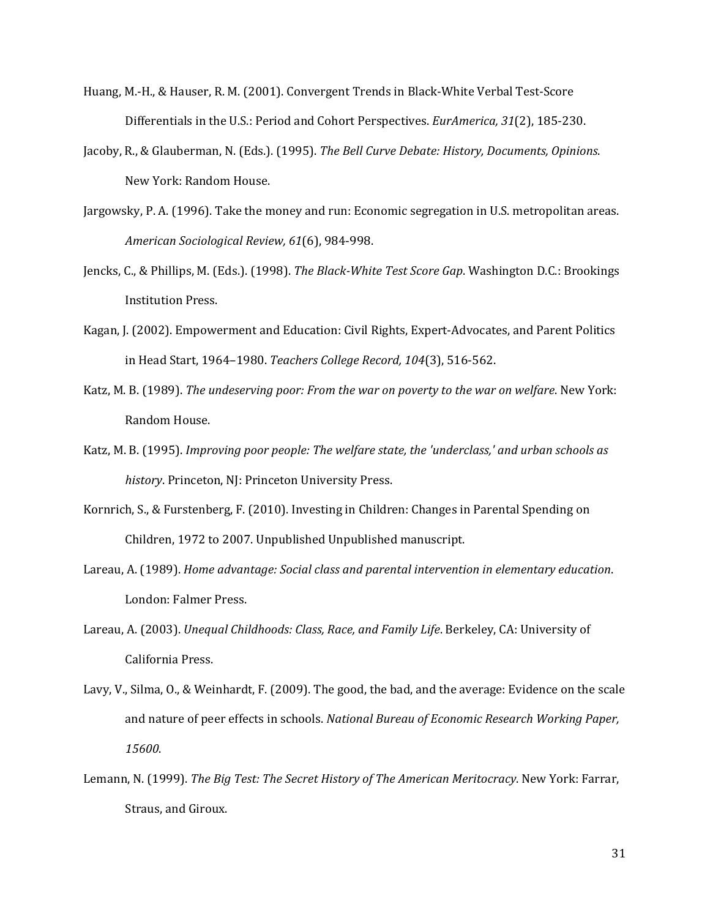Huang, M.-H., & Hauser, R. M. (2001). Convergent Trends in Black-White Verbal Test-Score Differentials in the U.S.: Period and Cohort Perspectives. *EurAmerica, 31*(2), 185-230.

Jacoby, R., & Glauberman, N. (Eds.). (1995). *The Bell Curve Debate: History, Documents, Opinions*. New York: Random House.

Jargowsky, P. A. (1996). Take the money and run: Economic segregation in U.S. metropolitan areas. *American Sociological Review, 61*(6), 984-998.

Jencks, C., & Phillips, M. (Eds.). (1998). *The Black-White Test Score Gap*. Washington D.C.: Brookings Institution Press.

Kagan, J. (2002). Empowerment and Education: Civil Rights, Expert-Advocates, and Parent Politics in Head Start, 1964–1980. *Teachers College Record, 104*(3), 516-562.

Katz, M. B. (1989). *The undeserving poor: From the war on poverty to the war on welfare*. New York: Random House.

Katz, M. B. (1995). *Improving poor people: The welfare state, the 'underclass,' and urban schools as history*. Princeton, NJ: Princeton University Press.

Kornrich, S., & Furstenberg, F. (2010). Investing in Children: Changes in Parental Spending on Children, 1972 to 2007. Unpublished Unpublished manuscript.

Lareau, A. (1989). *Home advantage: Social class and parental intervention in elementary education*. London: Falmer Press.

Lareau, A. (2003). *Unequal Childhoods: Class, Race, and Family Life*. Berkeley, CA: University of California Press.

Lavy, V., Silma, O., & Weinhardt, F. (2009). The good, the bad, and the average: Evidence on the scale and nature of peer effects in schools. *National Bureau of Economic Research Working Paper, 15600*.

Lemann, N. (1999). *The Big Test: The Secret History of The American Meritocracy*. New York: Farrar, Straus, and Giroux.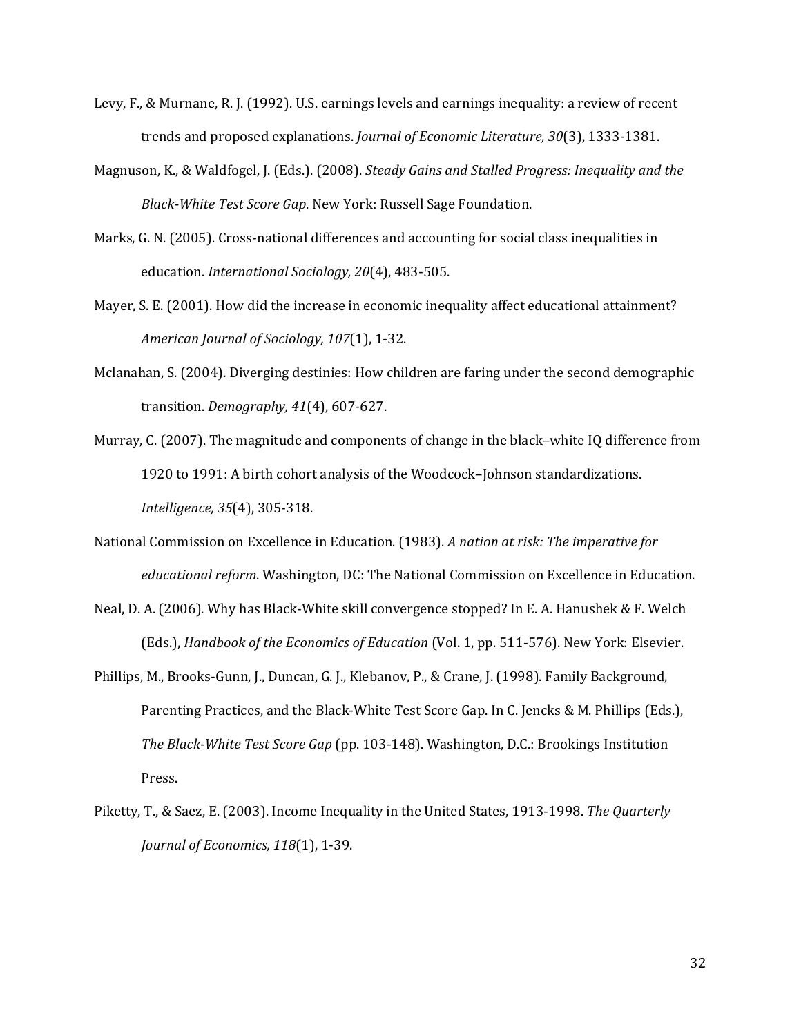Levy, F., & Murnane, R. J. (1992). U.S. earnings levels and earnings inequality: a review of recent trends and proposed explanations. *Journal of Economic Literature, 30*(3), 1333-1381.

Magnuson, K., & Waldfogel, J. (Eds.). (2008). *Steady Gains and Stalled Progress: Inequality and the Black-White Test Score Gap*. New York: Russell Sage Foundation.

Marks, G. N. (2005). Cross-national differences and accounting for social class inequalities in education. *International Sociology, 20*(4), 483-505.

Mayer, S. E. (2001). How did the increase in economic inequality affect educational attainment? *American Journal of Sociology, 107*(1), 1-32.

Mclanahan, S. (2004). Diverging destinies: How children are faring under the second demographic transition. *Demography, 41*(4), 607-627.

Murray, C. (2007). The magnitude and components of change in the black–white IQ difference from 1920 to 1991: A birth cohort analysis of the Woodcock–Johnson standardizations. *Intelligence, 35*(4), 305-318.

National Commission on Excellence in Education. (1983). *A nation at risk: The imperative for educational reform*. Washington, DC: The National Commission on Excellence in Education.

Neal, D. A. (2006). Why has Black-White skill convergence stopped? In E. A. Hanushek & F. Welch (Eds.), *Handbook of the Economics of Education* (Vol. 1, pp. 511-576). New York: Elsevier.

Phillips, M., Brooks-Gunn, J., Duncan, G. J., Klebanov, P., & Crane, J. (1998). Family Background, Parenting Practices, and the Black-White Test Score Gap. In C. Jencks & M. Phillips (Eds.), *The Black-White Test Score Gap* (pp. 103-148). Washington, D.C.: Brookings Institution Press.

Piketty, T., & Saez, E. (2003). Income Inequality in the United States, 1913-1998. *The Quarterly Journal of Economics, 118*(1), 1-39.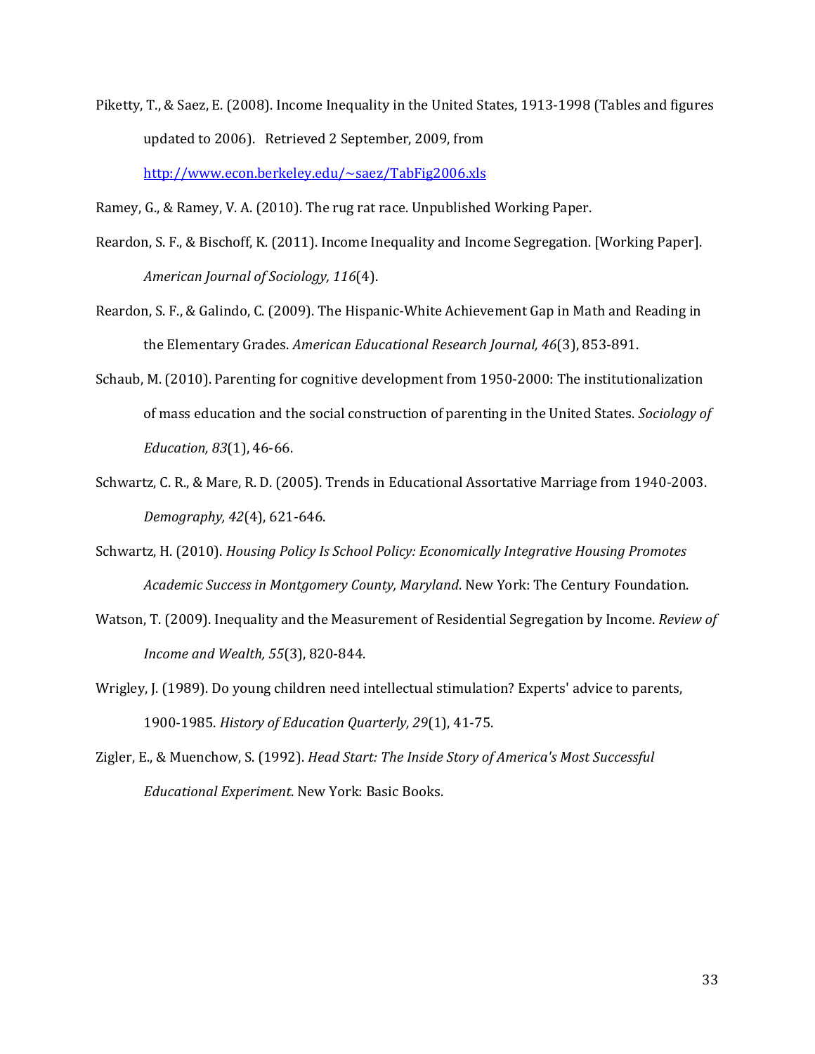Piketty, T., & Saez, E. (2008). Income Inequality in the United States, 1913-1998 (Tables and figures updated to 2006). Retrieved 2 September, 2009, from http://www.econ.berkeley.edu/~saez/TabFig2006.xls

Ramey, G., & Ramey, V. A. (2010). The rug rat race. Unpublished Working Paper.

Reardon, S. F., & Bischoff, K. (2011). Income Inequality and Income Segregation. [Working Paper]. *American Journal of Sociology, 116*(4).

Reardon, S. F., & Galindo, C. (2009). The Hispanic-White Achievement Gap in Math and Reading in the Elementary Grades. *American Educational Research Journal, 46*(3), 853-891.

Schaub, M. (2010). Parenting for cognitive development from 1950-2000: The institutionalization of mass education and the social construction of parenting in the United States. *Sociology of Education, 83*(1), 46-66.

Schwartz, C. R., & Mare, R. D. (2005). Trends in Educational Assortative Marriage from 1940-2003. *Demography, 42*(4), 621-646.

Schwartz, H. (2010). *Housing Policy Is School Policy: Economically Integrative Housing Promotes Academic Success in Montgomery County, Maryland*. New York: The Century Foundation.

Watson, T. (2009). Inequality and the Measurement of Residential Segregation by Income. *Review of Income and Wealth, 55*(3), 820-844.

Wrigley, J. (1989). Do young children need intellectual stimulation? Experts' advice to parents, 1900-1985. *History of Education Quarterly, 29*(1), 41-75.

Zigler, E., & Muenchow, S. (1992). *Head Start: The Inside Story of America's Most Successful Educational Experiment*. New York: Basic Books.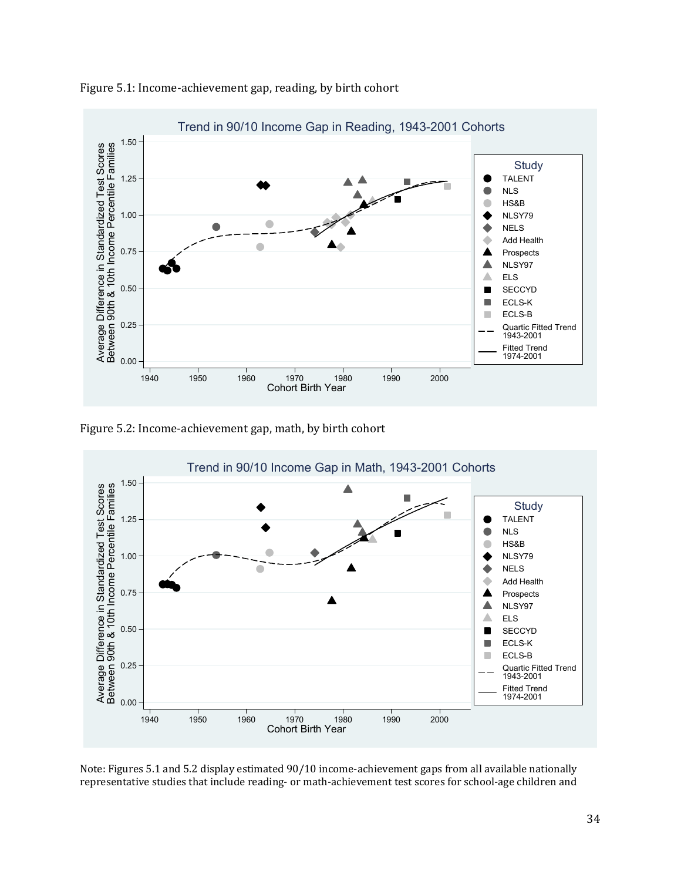Figure 5.1: Income-achievement gap, reading, by birth cohort

Figure 5.2: Income-achievement gap, math, by birth cohort

Note: Figures 5.1 and 5.2 display estimated 90/10 income-achievement gaps from all available nationally representative studies that include reading- or math-achievement test scores for school-age children and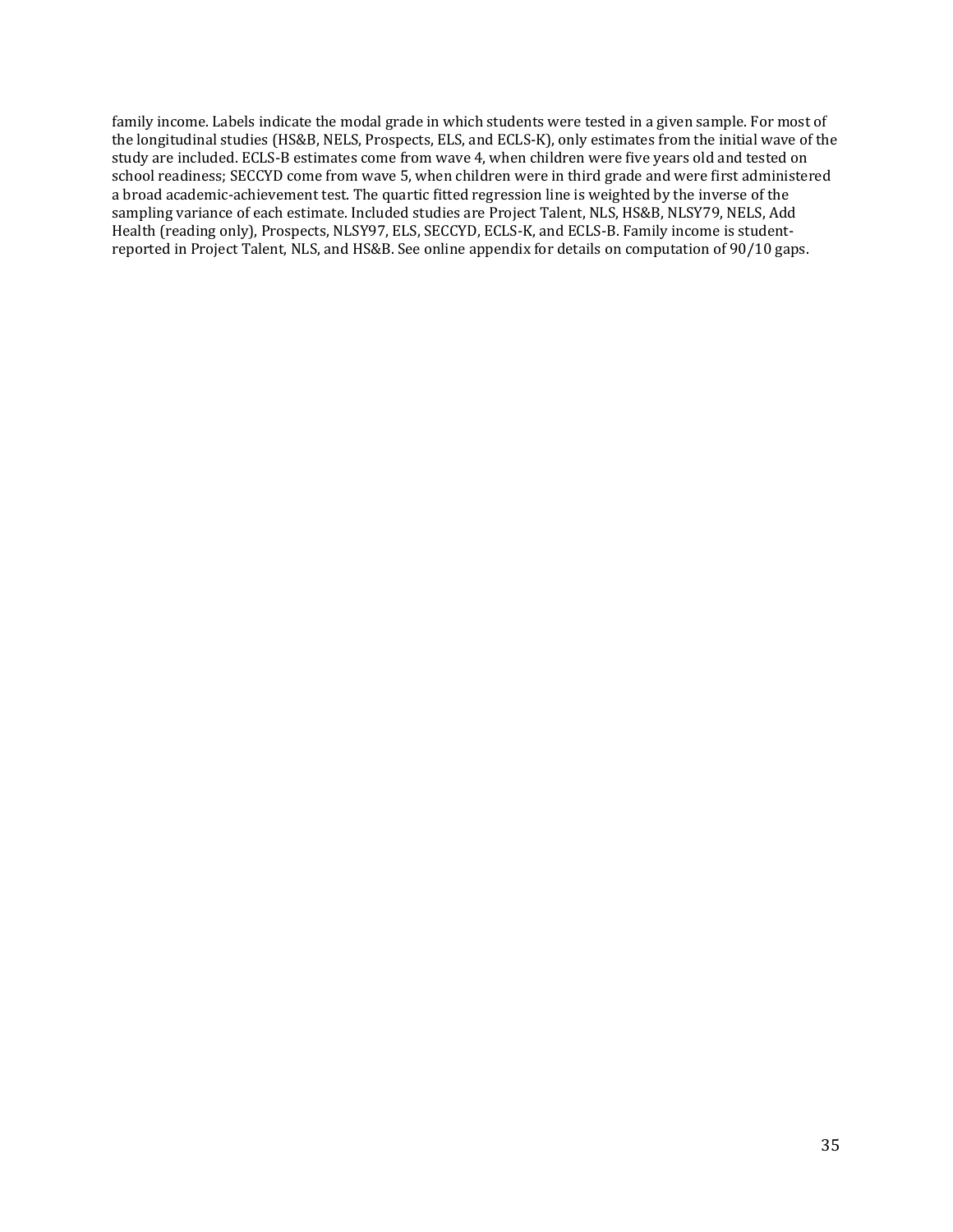family income. Labels indicate the modal grade in which students were tested in a given sample. For most of the longitudinal studies (HS&B, NELS, Prospects, ELS, and ECLS-K), only estimates from the initial wave of the study are included. ECLS-B estimates come from wave 4, when children were five years old and tested on school readiness; SECCYD come from wave 5, when children were in third grade and were first administered a broad academic-achievement test. The quartic fitted regression line is weighted by the inverse of the sampling variance of each estimate. Included studies are Project Talent, NLS, HS&B, NLSY79, NELS, Add Health (reading only), Prospects, NLSY97, ELS, SECCYD, ECLS-K, and ECLS-B. Family income is student-reported in Project Talent, NLS, and HS&B. See online appendix for details on computation of 90/10 gaps.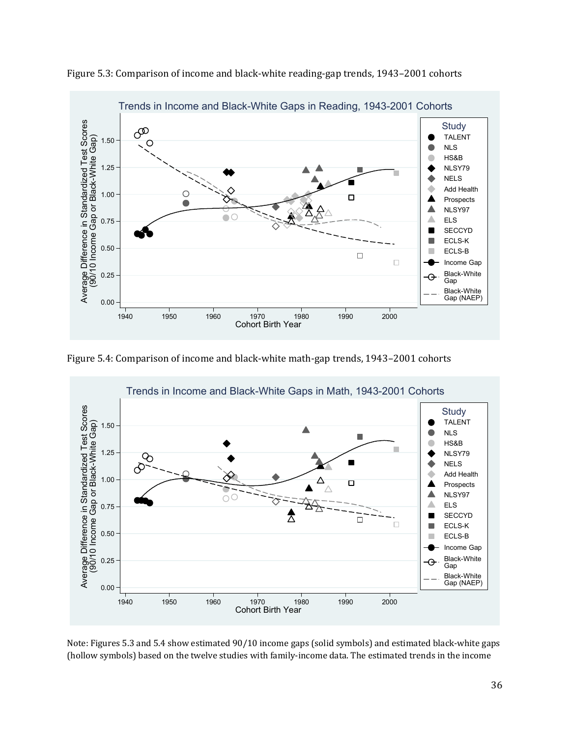Figure 5.3: Comparison of income and black-white reading-gap trends, 1943–2001 cohorts

Figure 5.4: Comparison of income and black-white math-gap trends, 1943–2001 cohorts

Note: Figures 5.3 and 5.4 show estimated 90/10 income gaps (solid symbols) and estimated black-white gaps (hollow symbols) based on the twelve studies with family-income data. The estimated trends in the income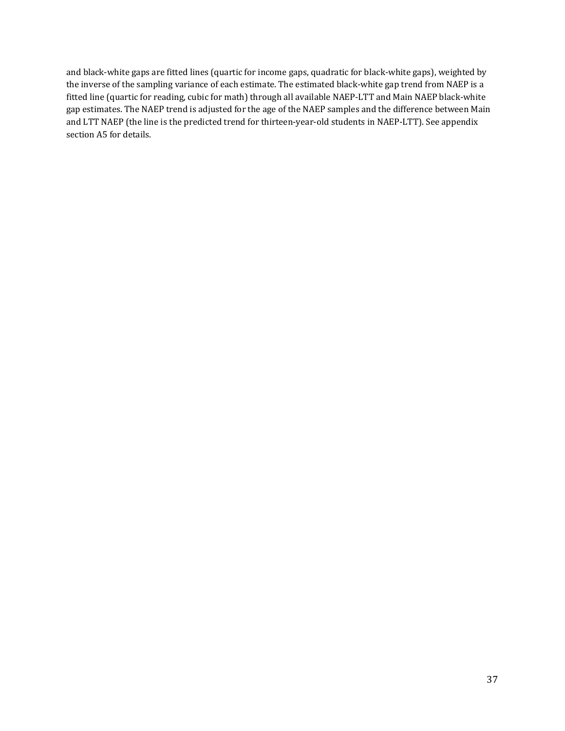and black-white gaps are fitted lines (quartic for income gaps, quadratic for black-white gaps), weighted by the inverse of the sampling variance of each estimate. The estimated black-white gap trend from NAEP is a fitted line (quartic for reading, cubic for math) through all available NAEP-LTT and Main NAEP black-white gap estimates. The NAEP trend is adjusted for the age of the NAEP samples and the difference between Main and LTT NAEP (the line is the predicted trend for thirteen-year-old students in NAEP-LTT). See appendix section A5 for details.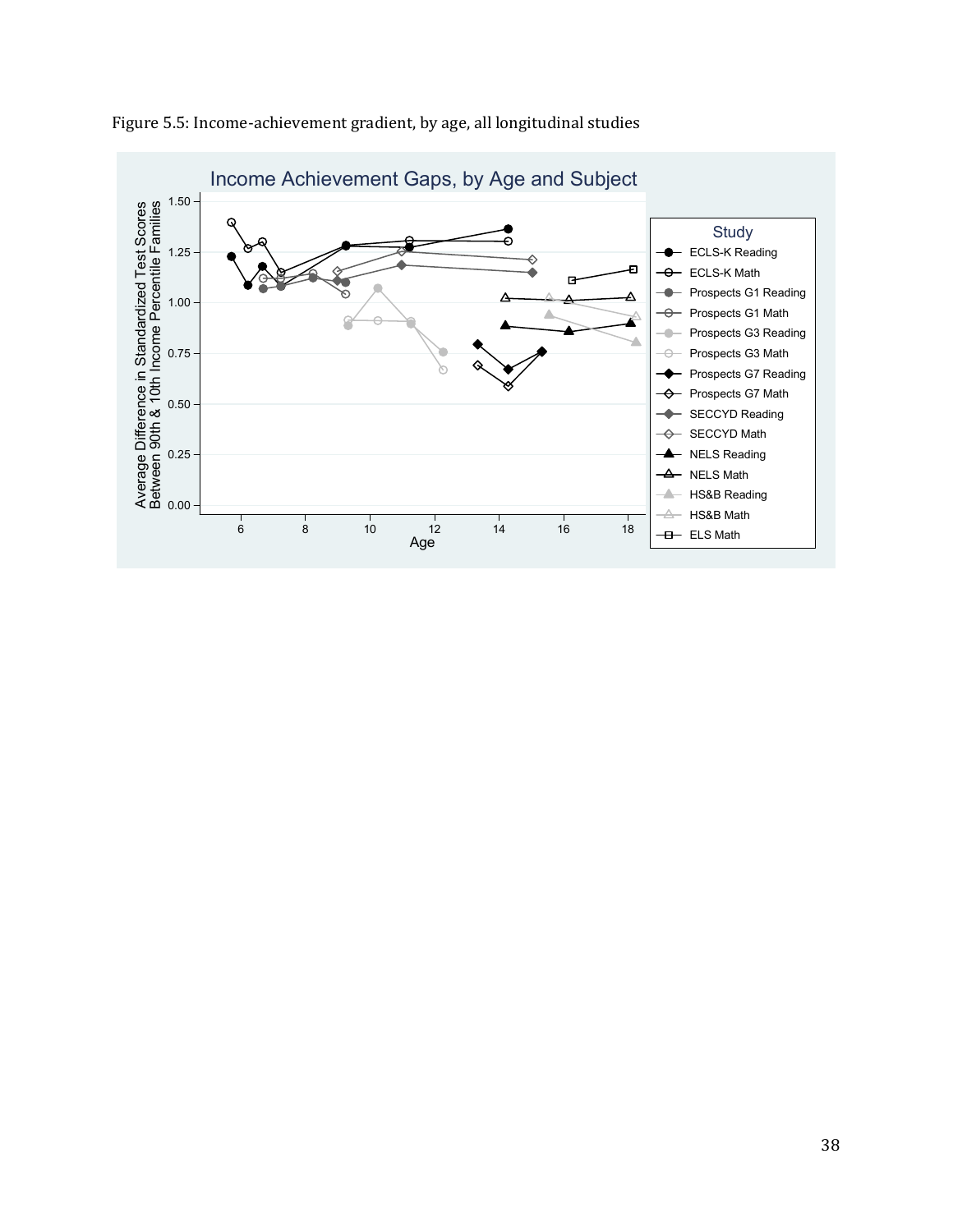Figure 5.5: Income-achievement gradient, by age, all longitudinal studies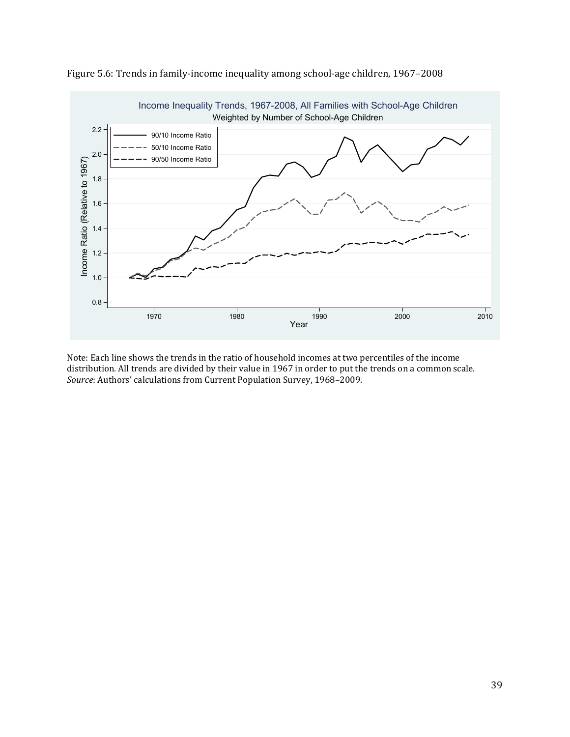Figure 5.6: Trends in family-income inequality among school-age children, 1967–2008

Note: Each line shows the trends in the ratio of household incomes at two percentiles of the income distribution. All trends are divided by their value in 1967 in order to put the trends on a common scale. *Source*: Authors' calculations from Current Population Survey, 1968–2009.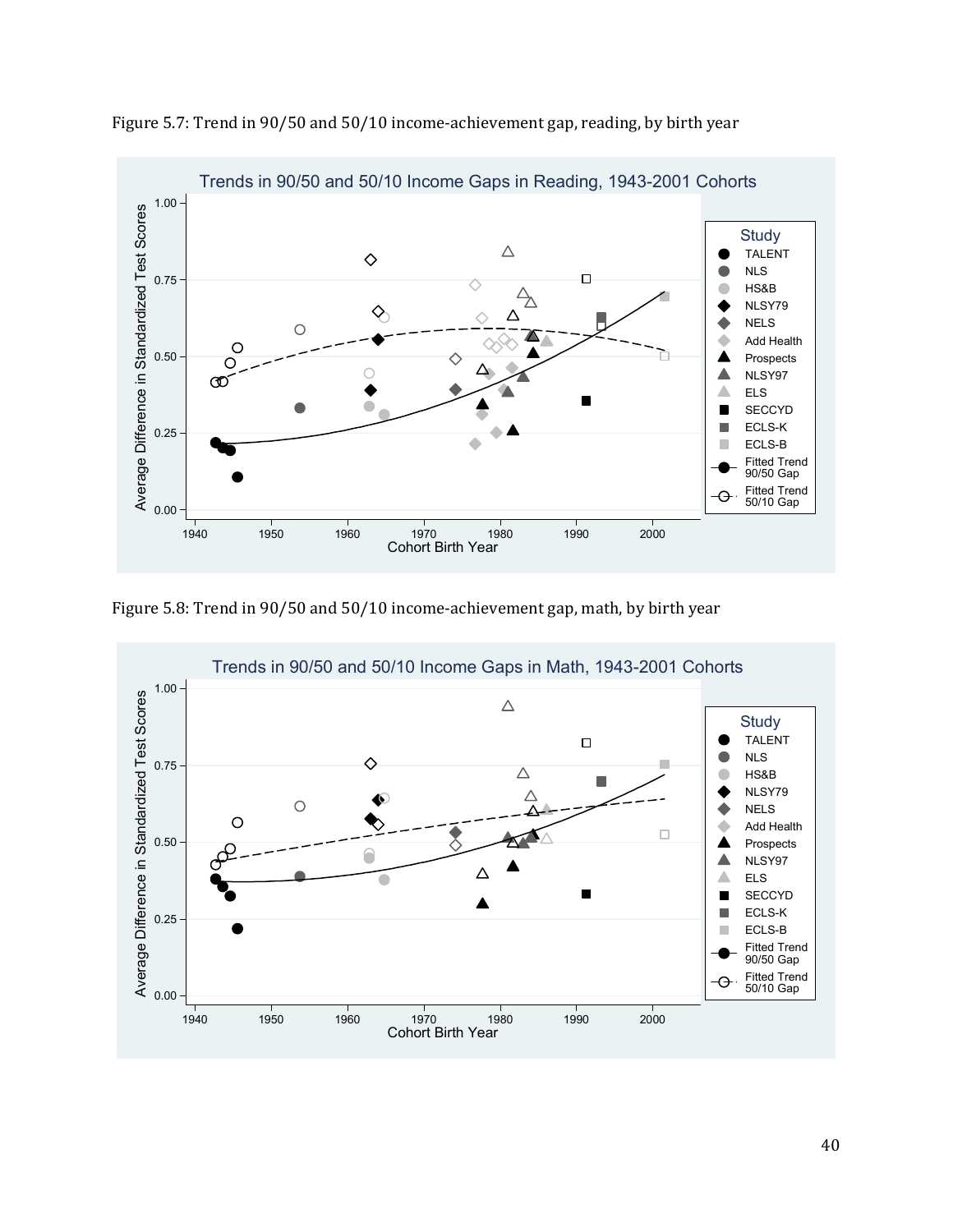Figure 5.7: Trend in 90/50 and 50/10 income-achievement gap, reading, by birth year

Figure 5.8: Trend in 90/50 and 50/10 income-achievement gap, math, by birth year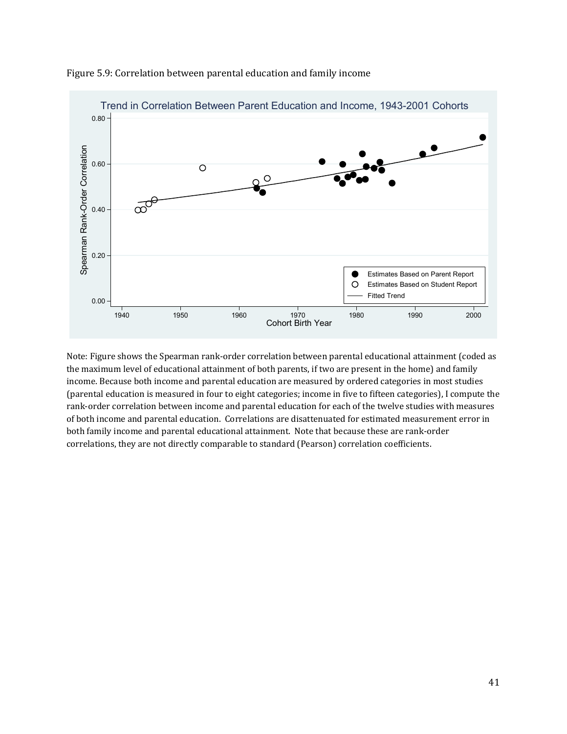Figure 5.9: Correlation between parental education and family income

Note: Figure shows the Spearman rank-order correlation between parental educational attainment (coded as the maximum level of educational attainment of both parents, if two are present in the home) and family income. Because both income and parental education are measured by ordered categories in most studies (parental education is measured in four to eight categories; income in five to fifteen categories), I compute the rank-order correlation between income and parental education for each of the twelve studies with measures of both income and parental education. Correlations are disattenuated for estimated measurement error in both family income and parental educational attainment. Note that because these are rank-order correlations, they are not directly comparable to standard (Pearson) correlation coefficients.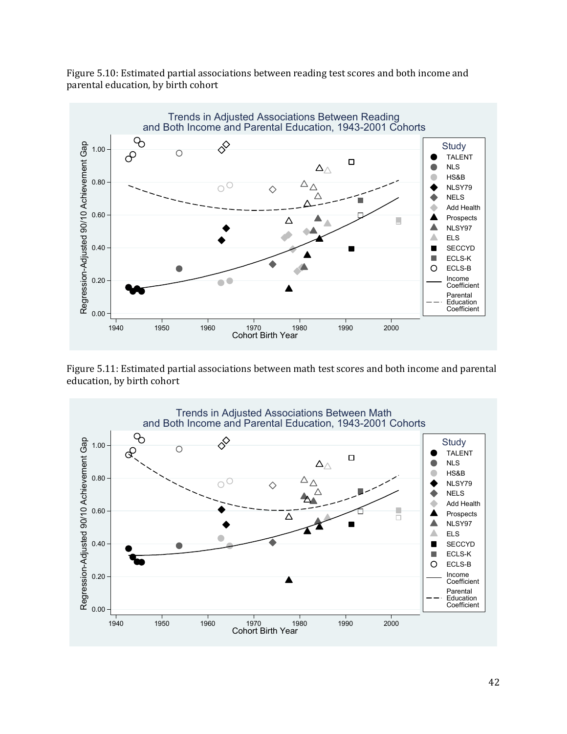Figure 5.10: Estimated partial associations between reading test scores and both income and parental education, by birth cohort

Trends in Adjusted Associations Between Reading and Both Income and Parental Education, 1943-2001 Cohorts

Regression-Adjusted 90/10 Achievement Gap

0.00
0.20
0.40
0.60
0.80
1.00

1940
1950
1960
1970
1980
1990
2000

Cohort Birth Year

Study
TALENT
NLS
HS&B
NLSY79
NELS
Add Health
Prospects
NLSY97
ELS
SECCYD
ECLS-K
ECLS-B
Income Coefficient
Parental Education Coefficient

Figure 5.11: Estimated partial associations between math test scores and both income and parental education, by birth cohort

Trends in Adjusted Associations Between Math and Both Income and Parental Education, 1943-2001 Cohorts

Regression-Adjusted 90/10 Achievement Gap

0.00
0.20
0.40
0.60
0.80
1.00

1940
1950
1960
1970
1980
1990
2000

Cohort Birth Year

Study
TALENT
NLS
HS&B
NLSY79
NELS
Add Health
Prospects
NLSY97
ELS
SECCYD
ECLS-K
ECLS-B
Income Coefficient
Parental Education Coefficient